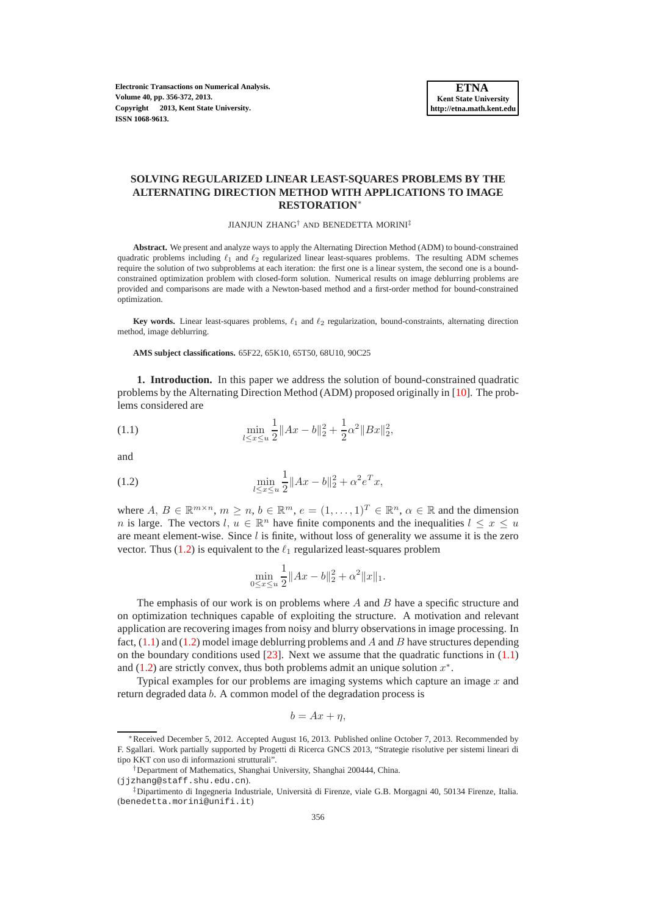# SOLVING REGULARIZED LINEAR LEAST-SQUARES PROBLEMS BY THE ALTERNATING DIRECTION METHOD WITH APPLICATIONS TO IMAGE RESTORATION*

JIANJUN ZHANG† AND BENEDETTA MORINI‡

**Abstract.** We present and analyze ways to apply the Alternating Direction Method (ADM) to bound-constrained quadratic problems including $\ell_1$ and $\ell_2$ regularized linear least-squares problems. The resulting ADM schemes require the solution of two subproblems at each iteration: the first one is a linear system, the second one is a bound-constrained optimization problem with closed-form solution. Numerical results on image deblurring problems are provided and comparisons are made with a Newton-based method and a first-order method for bound-constrained optimization.

**Key words.** Linear least-squares problems, $\ell_1$ and $\ell_2$ regularization, bound-constraints, alternating direction method, image deblurring.

**AMS subject classifications.** 65F22, 65K10, 65T50, 68U10, 90C25

**1. Introduction.** In this paper we address the solution of bound-constrained quadratic problems by the Alternating Direction Method (ADM) proposed originally in [10]. The problems considered are

$$\min_{l \le x \le u} \frac{1}{2}\|Ax - b\|_2^2 + \frac{1}{2}\alpha^2\|Bx\|_2^2, \tag{1.1}$$

and

$$\min_{l \le x \le u} \frac{1}{2}\|Ax - b\|_2^2 + \alpha^2 e^T x, \tag{1.2}$$

where $A,\, B \in \mathbb{R}^{m\times n}$, $m \ge n$, $b \in \mathbb{R}^m$, $e = (1,\ldots,1)^T \in \mathbb{R}^n$, $\alpha \in \mathbb{R}$ and the dimension $n$ is large. The vectors $l,\, u \in \mathbb{R}^n$ have finite components and the inequalities $l \le x \le u$ are meant element-wise. Since $l$ is finite, without loss of generality we assume it is the zero vector. Thus (1.2) is equivalent to the $\ell_1$ regularized least-squares problem

$$\min_{0 \le x \le u} \frac{1}{2}\|Ax - b\|_2^2 + \alpha^2\|x\|_1.$$

The emphasis of our work is on problems where $A$ and $B$ have a specific structure and on optimization techniques capable of exploiting the structure. A motivation and relevant application are recovering images from noisy and blurry observations in image processing. In fact, (1.1) and (1.2) model image deblurring problems and $A$ and $B$ have structures depending on the boundary conditions used [23]. Next we assume that the quadratic functions in (1.1) and (1.2) are strictly convex, thus both problems admit an unique solution $x^*$.

Typical examples for our problems are imaging systems which capture an image $x$ and return degraded data $b$. A common model of the degradation process is

$$b = Ax + \eta,$$

*Received December 5, 2012. Accepted August 16, 2013. Published online October 7, 2013. Recommended by F. Sgallari. Work partially supported by Progetti di Ricerca GNCS 2013, "Strategie risolutive per sistemi lineari di tipo KKT con uso di informazioni strutturali".

†Department of Mathematics, Shanghai University, Shanghai 200444, China. (jjzhang@staff.shu.edu.cn).

‡Dipartimento di Ingegneria Industriale, Università di Firenze, viale G.B. Morgagni 40, 50134 Firenze, Italia. (benedetta.morini@unifi.it)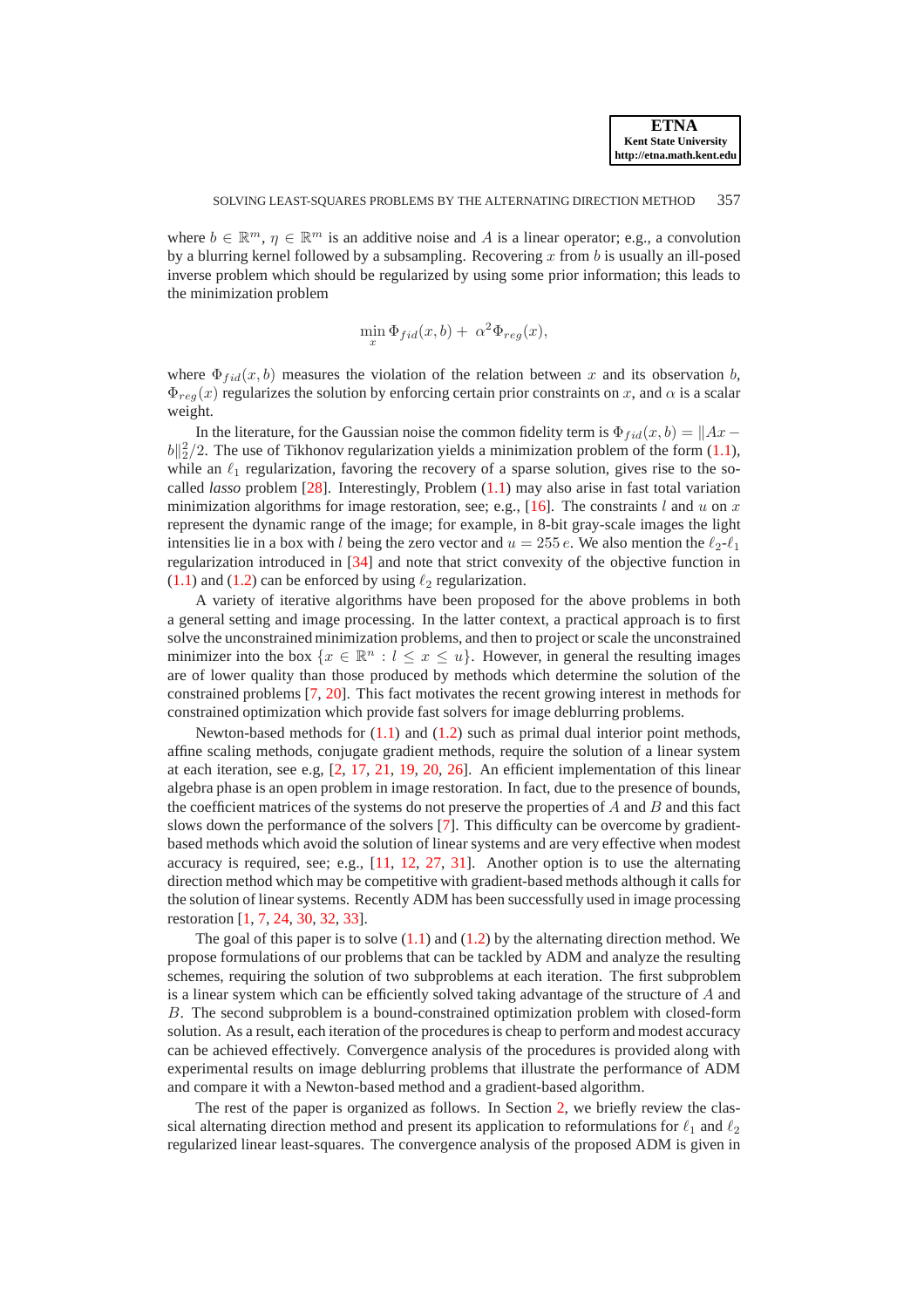where $b \in \mathbb{R}^m$, $\eta \in \mathbb{R}^m$ is an additive noise and $A$ is a linear operator; e.g., a convolution by a blurring kernel followed by a subsampling. Recovering $x$ from $b$ is usually an ill-posed inverse problem which should be regularized by using some prior information; this leads to the minimization problem

$$\min_x \Phi_{fid}(x, b) + \alpha^2 \Phi_{reg}(x),$$

where $\Phi_{fid}(x, b)$ measures the violation of the relation between $x$ and its observation $b$, $\Phi_{reg}(x)$ regularizes the solution by enforcing certain prior constraints on $x$, and $\alpha$ is a scalar weight.

In the literature, for the Gaussian noise the common fidelity term is $\Phi_{fid}(x, b) = \|Ax - b\|_2^2/2$. The use of Tikhonov regularization yields a minimization problem of the form (1.1), while an $\ell_1$ regularization, favoring the recovery of a sparse solution, gives rise to the so-called *lasso* problem [28]. Interestingly, Problem (1.1) may also arise in fast total variation minimization algorithms for image restoration, see; e.g., [16]. The constraints $l$ and $u$ on $x$ represent the dynamic range of the image; for example, in 8-bit gray-scale images the light intensities lie in a box with $l$ being the zero vector and $u = 255\, e$. We also mention the $\ell_2$-$\ell_1$ regularization introduced in [34] and note that strict convexity of the objective function in (1.1) and (1.2) can be enforced by using $\ell_2$ regularization.

A variety of iterative algorithms have been proposed for the above problems in both a general setting and image processing. In the latter context, a practical approach is to first solve the unconstrained minimization problems, and then to project or scale the unconstrained minimizer into the box $\{x \in \mathbb{R}^n : l \le x \le u\}$. However, in general the resulting images are of lower quality than those produced by methods which determine the solution of the constrained problems [7, 20]. This fact motivates the recent growing interest in methods for constrained optimization which provide fast solvers for image deblurring problems.

Newton-based methods for (1.1) and (1.2) such as primal dual interior point methods, affine scaling methods, conjugate gradient methods, require the solution of a linear system at each iteration, see e.g, [2, 17, 21, 19, 20, 26]. An efficient implementation of this linear algebra phase is an open problem in image restoration. In fact, due to the presence of bounds, the coefficient matrices of the systems do not preserve the properties of $A$ and $B$ and this fact slows down the performance of the solvers [7]. This difficulty can be overcome by gradient-based methods which avoid the solution of linear systems and are very effective when modest accuracy is required, see; e.g., [11, 12, 27, 31]. Another option is to use the alternating direction method which may be competitive with gradient-based methods although it calls for the solution of linear systems. Recently ADM has been successfully used in image processing restoration [1, 7, 24, 30, 32, 33].

The goal of this paper is to solve (1.1) and (1.2) by the alternating direction method. We propose formulations of our problems that can be tackled by ADM and analyze the resulting schemes, requiring the solution of two subproblems at each iteration. The first subproblem is a linear system which can be efficiently solved taking advantage of the structure of $A$ and $B$. The second subproblem is a bound-constrained optimization problem with closed-form solution. As a result, each iteration of the procedures is cheap to perform and modest accuracy can be achieved effectively. Convergence analysis of the procedures is provided along with experimental results on image deblurring problems that illustrate the performance of ADM and compare it with a Newton-based method and a gradient-based algorithm.

The rest of the paper is organized as follows. In Section 2, we briefly review the classical alternating direction method and present its application to reformulations for $\ell_1$ and $\ell_2$ regularized linear least-squares. The convergence analysis of the proposed ADM is given in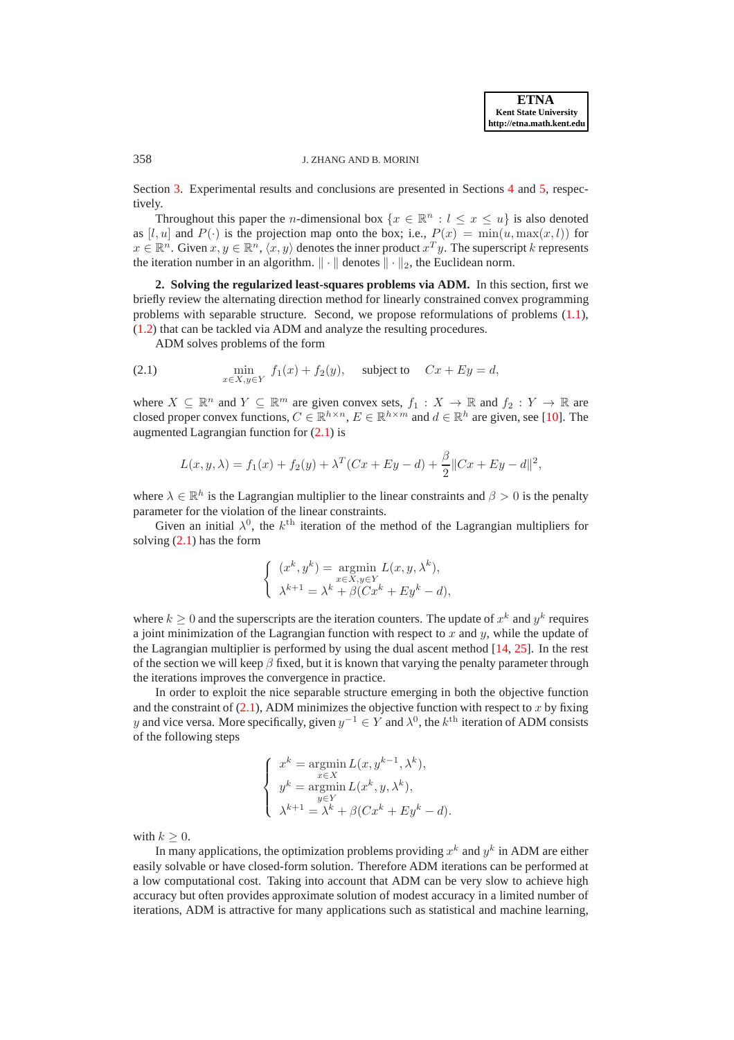Section 3. Experimental results and conclusions are presented in Sections 4 and 5, respectively.

Throughout this paper the $n$-dimensional box $\{x \in \mathbb{R}^n : l \le x \le u\}$ is also denoted as $[l, u]$ and $P(\cdot)$ is the projection map onto the box; i.e., $P(x) = \min(u, \max(x, l))$ for $x \in \mathbb{R}^n$. Given $x, y \in \mathbb{R}^n$, $\langle x, y\rangle$ denotes the inner product $x^T y$. The superscript $k$ represents the iteration number in an algorithm. $\|\cdot\|$ denotes $\|\cdot\|_2$, the Euclidean norm.

## 2. Solving the regularized least-squares problems via ADM.

In this section, first we briefly review the alternating direction method for linearly constrained convex programming problems with separable structure. Second, we propose reformulations of problems (1.1), (1.2) that can be tackled via ADM and analyze the resulting procedures.

ADM solves problems of the form

$$
\min_{x\in X, y\in Y} \; f_1(x) + f_2(y), \qquad \text{subject to} \quad Cx + Ey = d, \tag{2.1}
$$

where $X \subseteq \mathbb{R}^n$ and $Y \subseteq \mathbb{R}^m$ are given convex sets, $f_1 : X \to \mathbb{R}$ and $f_2 : Y \to \mathbb{R}$ are closed proper convex functions, $C \in \mathbb{R}^{h\times n}$, $E \in \mathbb{R}^{h\times m}$ and $d \in \mathbb{R}^h$ are given, see [10]. The augmented Lagrangian function for (2.1) is

$$
L(x, y, \lambda) = f_1(x) + f_2(y) + \lambda^T (Cx + Ey - d) + \frac{\beta}{2}\|Cx + Ey - d\|^2,
$$

where $\lambda \in \mathbb{R}^h$ is the Lagrangian multiplier to the linear constraints and $\beta > 0$ is the penalty parameter for the violation of the linear constraints.

Given an initial $\lambda^0$, the $k^{\text{th}}$ iteration of the method of the Lagrangian multipliers for solving (2.1) has the form

$$
\begin{cases}
(x^k, y^k) = \operatorname*{argmin}_{x\in X, y\in Y} L(x, y, \lambda^k), \\
\lambda^{k+1} = \lambda^k + \beta(Cx^k + Ey^k - d),
\end{cases}
$$

where $k \ge 0$ and the superscripts are the iteration counters. The update of $x^k$ and $y^k$ requires a joint minimization of the Lagrangian function with respect to $x$ and $y$, while the update of the Lagrangian multiplier is performed by using the dual ascent method [14, 25]. In the rest of the section we will keep $\beta$ fixed, but it is known that varying the penalty parameter through the iterations improves the convergence in practice.

In order to exploit the nice separable structure emerging in both the objective function and the constraint of (2.1), ADM minimizes the objective function with respect to $x$ by fixing $y$ and vice versa. More specifically, given $y^{-1} \in Y$ and $\lambda^0$, the $k^{\text{th}}$ iteration of ADM consists of the following steps

$$
\begin{cases}
x^k = \operatorname*{argmin}_{x\in X} L(x, y^{k-1}, \lambda^k), \\
y^k = \operatorname*{argmin}_{y\in Y} L(x^k, y, \lambda^k), \\
\lambda^{k+1} = \lambda^k + \beta(Cx^k + Ey^k - d).
\end{cases}
$$

with $k \ge 0$.

In many applications, the optimization problems providing $x^k$ and $y^k$ in ADM are either easily solvable or have closed-form solution. Therefore ADM iterations can be performed at a low computational cost. Taking into account that ADM can be very slow to achieve high accuracy but often provides approximate solution of modest accuracy in a limited number of iterations, ADM is attractive for many applications such as statistical and machine learning,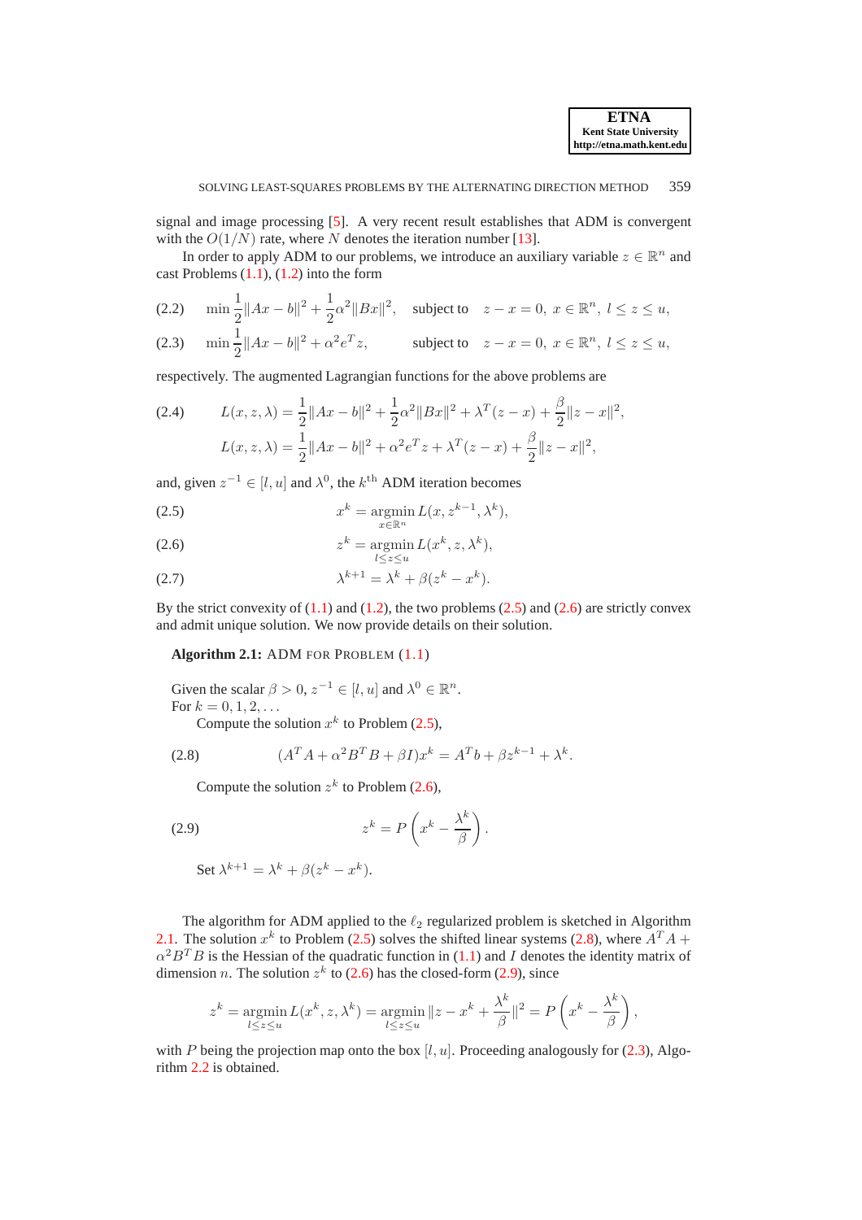signal and image processing [5]. A very recent result establishes that ADM is convergent with the $O(1/N)$ rate, where $N$ denotes the iteration number [13].

In order to apply ADM to our problems, we introduce an auxiliary variable $z \in \mathbb{R}^n$ and cast Problems (1.1), (1.2) into the form

$$
\min \frac{1}{2}\|Ax-b\|^2 + \frac{1}{2}\alpha^2\|Bx\|^2, \quad \text{subject to} \quad z - x = 0,\ x \in \mathbb{R}^n,\ l \le z \le u, \tag{2.2}
$$

$$
\min \frac{1}{2}\|Ax-b\|^2 + \alpha^2 e^T z, \quad \text{subject to} \quad z - x = 0,\ x \in \mathbb{R}^n,\ l \le z \le u, \tag{2.3}
$$

respectively. The augmented Lagrangian functions for the above problems are

$$
\begin{aligned}
L(x,z,\lambda) &= \frac{1}{2}\|Ax-b\|^2 + \frac{1}{2}\alpha^2\|Bx\|^2 + \lambda^T(z-x) + \frac{\beta}{2}\|z-x\|^2, \\
L(x,z,\lambda) &= \frac{1}{2}\|Ax-b\|^2 + \alpha^2 e^T z + \lambda^T(z-x) + \frac{\beta}{2}\|z-x\|^2,
\end{aligned} \tag{2.4}
$$

and, given $z^{-1} \in [l,u]$ and $\lambda^0$, the $k^{\text{th}}$ ADM iteration becomes

$$
x^k = \underset{x\in\mathbb{R}^n}{\operatorname{argmin}}\, L(x, z^{k-1}, \lambda^k), \tag{2.5}
$$

$$
z^k = \underset{l \le z \le u}{\operatorname{argmin}}\, L(x^k, z, \lambda^k), \tag{2.6}
$$

$$
\lambda^{k+1} = \lambda^k + \beta(z^k - x^k). \tag{2.7}
$$

By the strict convexity of (1.1) and (1.2), the two problems (2.5) and (2.6) are strictly convex and admit unique solution. We now provide details on their solution.

**Algorithm 2.1:** ADM FOR PROBLEM (1.1)

Given the scalar $\beta > 0$, $z^{-1} \in [l,u]$ and $\lambda^0 \in \mathbb{R}^n$.
For $k = 0, 1, 2, \ldots$

Compute the solution $x^k$ to Problem (2.5),

$$
(A^TA + \alpha^2 B^TB + \beta I)x^k = A^Tb + \beta z^{k-1} + \lambda^k. \tag{2.8}
$$

Compute the solution $z^k$ to Problem (2.6),

$$
z^k = P\left(x^k - \frac{\lambda^k}{\beta}\right). \tag{2.9}
$$

Set $\lambda^{k+1} = \lambda^k + \beta(z^k - x^k)$.

The algorithm for ADM applied to the $\ell_2$ regularized problem is sketched in Algorithm 2.1. The solution $x^k$ to Problem (2.5) solves the shifted linear systems (2.8), where $A^TA + \alpha^2B^TB$ is the Hessian of the quadratic function in (1.1) and $I$ denotes the identity matrix of dimension $n$. The solution $z^k$ to (2.6) has the closed-form (2.9), since

$$
z^k = \underset{l\le z\le u}{\operatorname{argmin}}\, L(x^k, z, \lambda^k) = \underset{l\le z\le u}{\operatorname{argmin}}\, \|z - x^k + \frac{\lambda^k}{\beta}\|^2 = P\left(x^k - \frac{\lambda^k}{\beta}\right),
$$

with $P$ being the projection map onto the box $[l,u]$. Proceeding analogously for (2.3), Algorithm 2.2 is obtained.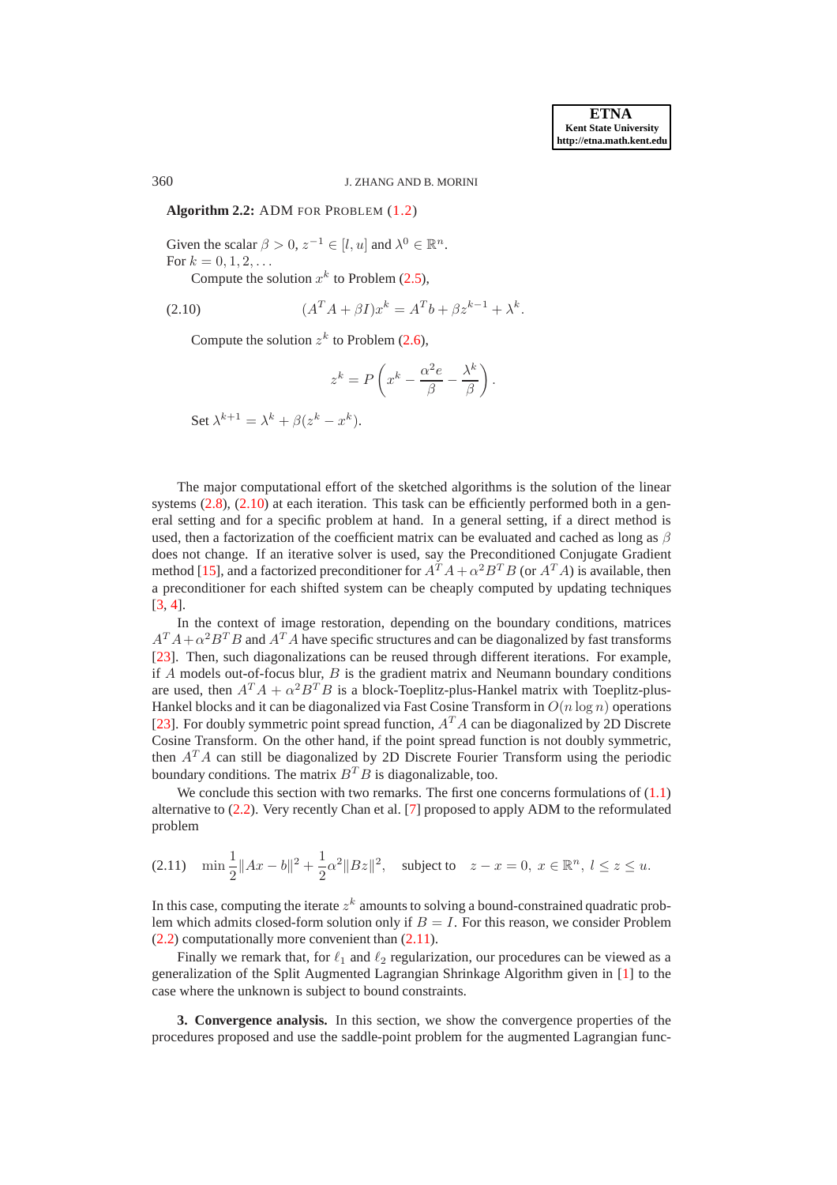**Algorithm 2.2:** ADM FOR PROBLEM (1.2)

Given the scalar $\beta > 0$, $z^{-1} \in [l, u]$ and $\lambda^0 \in \mathbb{R}^n$.
For $k = 0, 1, 2, \ldots$

Compute the solution $x^k$ to Problem (2.5),

$$(A^T A + \beta I)x^k = A^T b + \beta z^{k-1} + \lambda^k. \tag{2.10}$$

Compute the solution $z^k$ to Problem (2.6),

$$z^k = P\left(x^k - \frac{\alpha^2 e}{\beta} - \frac{\lambda^k}{\beta}\right).$$

Set $\lambda^{k+1} = \lambda^k + \beta(z^k - x^k)$.

The major computational effort of the sketched algorithms is the solution of the linear systems (2.8), (2.10) at each iteration. This task can be efficiently performed both in a general setting and for a specific problem at hand. In a general setting, if a direct method is used, then a factorization of the coefficient matrix can be evaluated and cached as long as $\beta$ does not change. If an iterative solver is used, say the Preconditioned Conjugate Gradient method [15], and a factorized preconditioner for $A^T A + \alpha^2 B^T B$ (or $A^T A$) is available, then a preconditioner for each shifted system can be cheaply computed by updating techniques [3, 4].

In the context of image restoration, depending on the boundary conditions, matrices $A^T A + \alpha^2 B^T B$ and $A^T A$ have specific structures and can be diagonalized by fast transforms [23]. Then, such diagonalizations can be reused through different iterations. For example, if $A$ models out-of-focus blur, $B$ is the gradient matrix and Neumann boundary conditions are used, then $A^T A + \alpha^2 B^T B$ is a block-Toeplitz-plus-Hankel matrix with Toeplitz-plus-Hankel blocks and it can be diagonalized via Fast Cosine Transform in $O(n \log n)$ operations [23]. For doubly symmetric point spread function, $A^T A$ can be diagonalized by 2D Discrete Cosine Transform. On the other hand, if the point spread function is not doubly symmetric, then $A^T A$ can still be diagonalized by 2D Discrete Fourier Transform using the periodic boundary conditions. The matrix $B^T B$ is diagonalizable, too.

We conclude this section with two remarks. The first one concerns formulations of (1.1) alternative to (2.2). Very recently Chan et al. [7] proposed to apply ADM to the reformulated problem

$$\min \frac{1}{2}\|Ax - b\|^2 + \frac{1}{2}\alpha^2\|Bz\|^2, \quad \text{subject to} \quad z - x = 0,\ x \in \mathbb{R}^n,\ l \le z \le u. \tag{2.11}$$

In this case, computing the iterate $z^k$ amounts to solving a bound-constrained quadratic problem which admits closed-form solution only if $B = I$. For this reason, we consider Problem (2.2) computationally more convenient than (2.11).

Finally we remark that, for $\ell_1$ and $\ell_2$ regularization, our procedures can be viewed as a generalization of the Split Augmented Lagrangian Shrinkage Algorithm given in [1] to the case where the unknown is subject to bound constraints.

**3. Convergence analysis.** In this section, we show the convergence properties of the procedures proposed and use the saddle-point problem for the augmented Lagrangian func-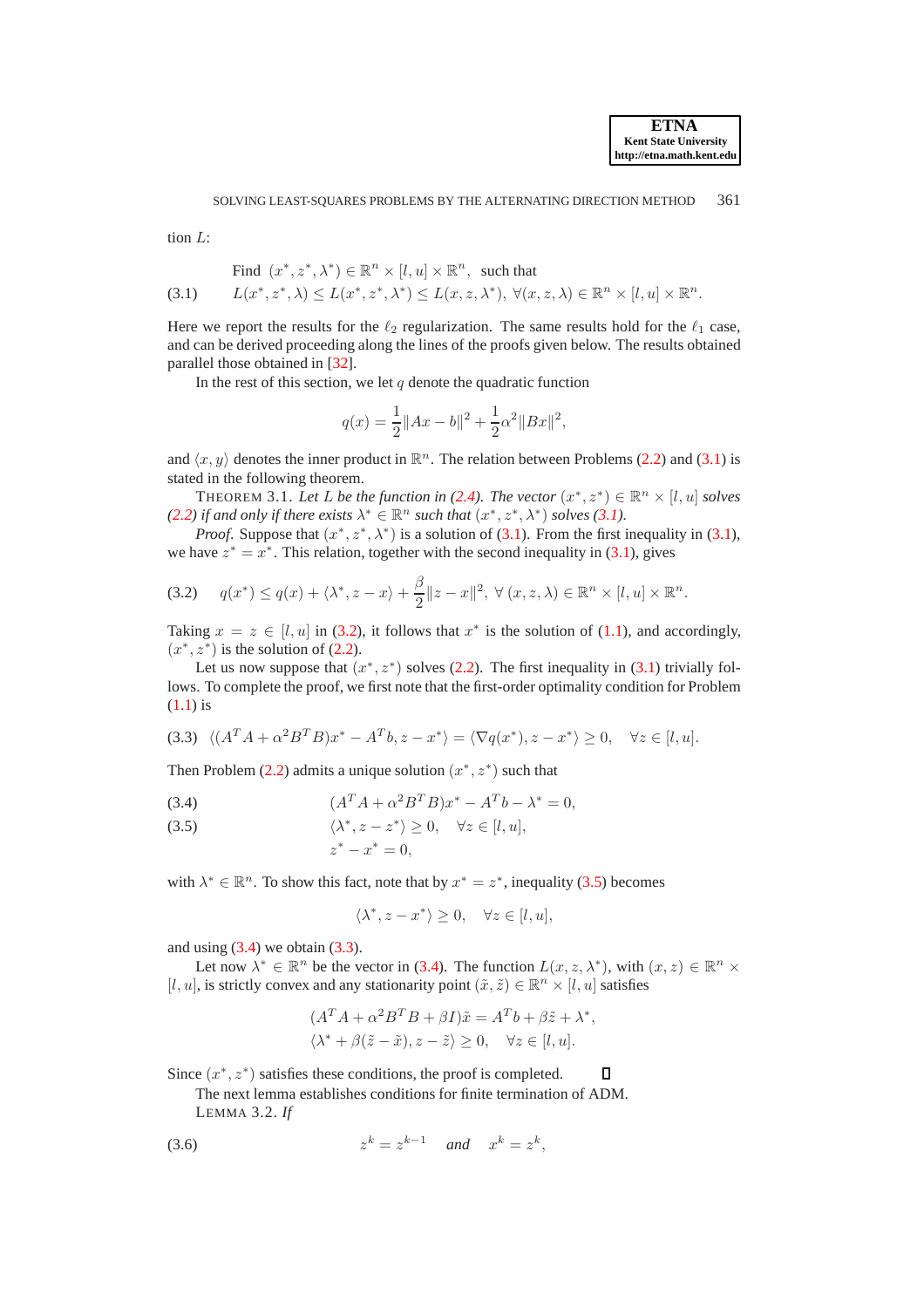tion $L$:

$$\begin{aligned} &\text{Find } (x^*, z^*, \lambda^*) \in \mathbb{R}^n \times [l, u] \times \mathbb{R}^n, \text{ such that} \\ (3.1) \qquad &L(x^*, z^*, \lambda) \le L(x^*, z^*, \lambda^*) \le L(x, z, \lambda^*), \ \forall (x, z, \lambda) \in \mathbb{R}^n \times [l, u] \times \mathbb{R}^n. \end{aligned}$$

Here we report the results for the $\ell_2$ regularization. The same results hold for the $\ell_1$ case, and can be derived proceeding along the lines of the proofs given below. The results obtained parallel those obtained in [32].

In the rest of this section, we let $q$ denote the quadratic function

$$q(x) = \frac{1}{2}\|Ax - b\|^2 + \frac{1}{2}\alpha^2\|Bx\|^2,$$

and $\langle x, y\rangle$ denotes the inner product in $\mathbb{R}^n$. The relation between Problems (2.2) and (3.1) is stated in the following theorem.

THEOREM 3.1. *Let $L$ be the function in (2.4). The vector $(x^*, z^*) \in \mathbb{R}^n \times [l, u]$ solves (2.2) if and only if there exists $\lambda^* \in \mathbb{R}^n$ such that $(x^*, z^*, \lambda^*)$ solves (3.1).*

*Proof.* Suppose that $(x^*, z^*, \lambda^*)$ is a solution of (3.1). From the first inequality in (3.1), we have $z^* = x^*$. This relation, together with the second inequality in (3.1), gives

$$(3.2) \qquad q(x^*) \le q(x) + \langle \lambda^*, z - x\rangle + \frac{\beta}{2}\|z - x\|^2, \ \forall\, (x, z, \lambda) \in \mathbb{R}^n \times [l, u] \times \mathbb{R}^n.$$

Taking $x = z \in [l, u]$ in (3.2), it follows that $x^*$ is the solution of (1.1), and accordingly, $(x^*, z^*)$ is the solution of (2.2).

Let us now suppose that $(x^*, z^*)$ solves (2.2). The first inequality in (3.1) trivially follows. To complete the proof, we first note that the first-order optimality condition for Problem (1.1) is

$$(3.3) \quad \langle (A^TA + \alpha^2B^TB)x^* - A^Tb, z - x^*\rangle = \langle \nabla q(x^*), z - x^*\rangle \ge 0, \quad \forall z \in [l, u].$$

Then Problem (2.2) admits a unique solution $(x^*, z^*)$ such that

$$\begin{aligned} (3.4) \qquad & (A^TA + \alpha^2B^TB)x^* - A^Tb - \lambda^* = 0, \\ (3.5) \qquad & \langle \lambda^*, z - z^*\rangle \ge 0, \quad \forall z \in [l, u], \\ & z^* - x^* = 0, \end{aligned}$$

with $\lambda^* \in \mathbb{R}^n$. To show this fact, note that by $x^* = z^*$, inequality (3.5) becomes

$$\langle \lambda^*, z - x^*\rangle \ge 0, \quad \forall z \in [l, u],$$

and using (3.4) we obtain (3.3).

Let now $\lambda^* \in \mathbb{R}^n$ be the vector in (3.4). The function $L(x, z, \lambda^*)$, with $(x, z) \in \mathbb{R}^n \times [l, u]$, is strictly convex and any stationarity point $(\tilde{x}, \tilde{z}) \in \mathbb{R}^n \times [l, u]$ satisfies

$$\begin{aligned} &(A^TA + \alpha^2B^TB + \beta I)\tilde{x} = A^Tb + \beta\tilde{z} + \lambda^*, \\ &\langle \lambda^* + \beta(\tilde{z} - \tilde{x}), z - \tilde{z}\rangle \ge 0, \quad \forall z \in [l, u]. \end{aligned}$$

Since $(x^*, z^*)$ satisfies these conditions, the proof is completed. ∎

The next lemma establishes conditions for finite termination of ADM.

LEMMA 3.2. *If*

$$(3.6) \qquad z^k = z^{k-1} \quad \text{and} \quad x^k = z^k,$$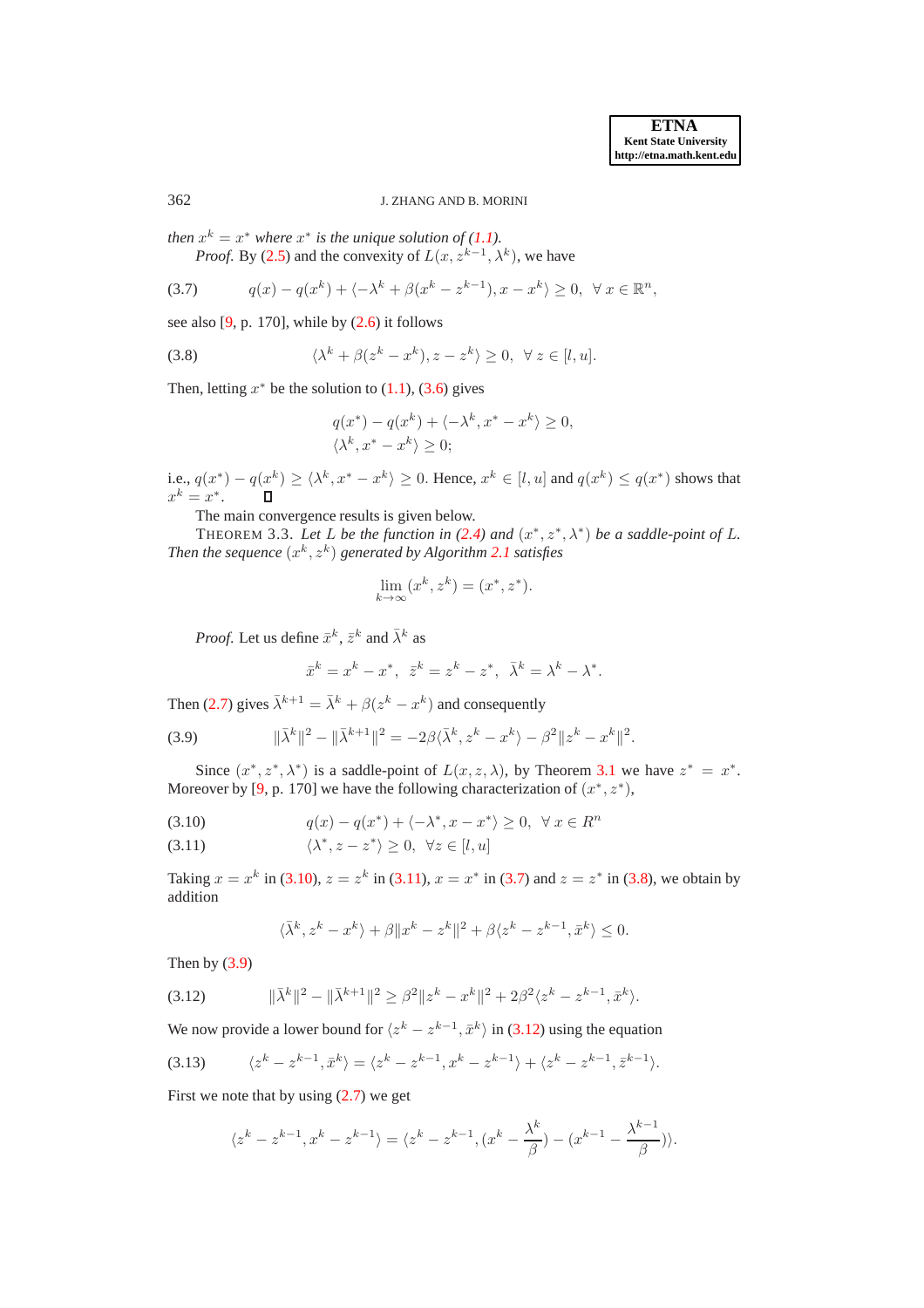*then $x^k = x^*$ where $x^*$ is the unique solution of (1.1).*

*Proof.* By (2.5) and the convexity of $L(x, z^{k-1}, \lambda^k)$, we have

$$q(x) - q(x^k) + \langle -\lambda^k + \beta(x^k - z^{k-1}), x - x^k \rangle \geq 0, \;\; \forall\, x \in \mathbb{R}^n, \tag{3.7}$$

see also [9, p. 170], while by (2.6) it follows

$$\langle \lambda^k + \beta(z^k - x^k), z - z^k \rangle \geq 0, \;\; \forall\, z \in [l, u]. \tag{3.8}$$

Then, letting $x^*$ be the solution to (1.1), (3.6) gives

$$q(x^*) - q(x^k) + \langle -\lambda^k, x^* - x^k \rangle \geq 0,$$
$$\langle \lambda^k, x^* - x^k \rangle \geq 0;$$

i.e., $q(x^*) - q(x^k) \geq \langle \lambda^k, x^* - x^k \rangle \geq 0$. Hence, $x^k \in [l, u]$ and $q(x^k) \leq q(x^*)$ shows that $x^k = x^*$. ◻

The main convergence results is given below.

THEOREM 3.3. *Let $L$ be the function in (2.4) and $(x^*, z^*, \lambda^*)$ be a saddle-point of $L$. Then the sequence $(x^k, z^k)$ generated by Algorithm 2.1 satisfies*

$$\lim_{k \to \infty} (x^k, z^k) = (x^*, z^*).$$

*Proof.* Let us define $\bar{x}^k$, $\bar{z}^k$ and $\bar{\lambda}^k$ as

$$\bar{x}^k = x^k - x^*, \;\; \bar{z}^k = z^k - z^*, \;\; \bar{\lambda}^k = \lambda^k - \lambda^*.$$

Then (2.7) gives $\bar{\lambda}^{k+1} = \bar{\lambda}^k + \beta(z^k - x^k)$ and consequently

$$\|\bar{\lambda}^k\|^2 - \|\bar{\lambda}^{k+1}\|^2 = -2\beta\langle \bar{\lambda}^k, z^k - x^k \rangle - \beta^2\|z^k - x^k\|^2. \tag{3.9}$$

Since $(x^*, z^*, \lambda^*)$ is a saddle-point of $L(x, z, \lambda)$, by Theorem 3.1 we have $z^* = x^*$. Moreover by [9, p. 170] we have the following characterization of $(x^*, z^*)$,

$$q(x) - q(x^*) + \langle -\lambda^*, x - x^* \rangle \geq 0, \;\; \forall\, x \in R^n \tag{3.10}$$

$$\langle \lambda^*, z - z^* \rangle \geq 0, \;\; \forall z \in [l, u] \tag{3.11}$$

Taking $x = x^k$ in (3.10), $z = z^k$ in (3.11), $x = x^*$ in (3.7) and $z = z^*$ in (3.8), we obtain by addition

$$\langle \bar{\lambda}^k, z^k - x^k \rangle + \beta\|x^k - z^k\|^2 + \beta\langle z^k - z^{k-1}, \bar{x}^k \rangle \leq 0.$$

Then by (3.9)

$$\|\bar{\lambda}^k\|^2 - \|\bar{\lambda}^{k+1}\|^2 \geq \beta^2\|z^k - x^k\|^2 + 2\beta^2\langle z^k - z^{k-1}, \bar{x}^k \rangle. \tag{3.12}$$

We now provide a lower bound for $\langle z^k - z^{k-1}, \bar{x}^k \rangle$ in (3.12) using the equation

$$\langle z^k - z^{k-1}, \bar{x}^k \rangle = \langle z^k - z^{k-1}, x^k - z^{k-1} \rangle + \langle z^k - z^{k-1}, \bar{z}^{k-1} \rangle. \tag{3.13}$$

First we note that by using (2.7) we get

$$\langle z^k - z^{k-1}, x^k - z^{k-1} \rangle = \langle z^k - z^{k-1}, (x^k - \frac{\lambda^k}{\beta}) - (x^{k-1} - \frac{\lambda^{k-1}}{\beta}) \rangle.$$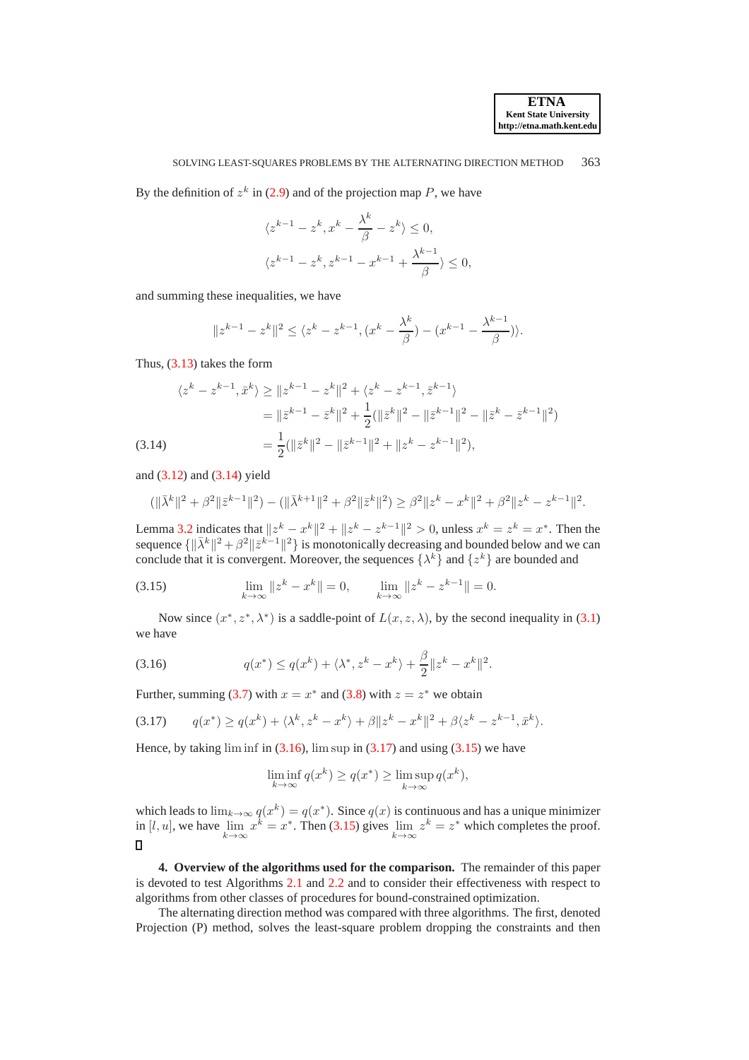By the definition of $z^k$ in (2.9) and of the projection map $P$, we have

$$
\langle z^{k-1} - z^k, x^k - \frac{\lambda^k}{\beta} - z^k \rangle \leq 0,
$$

$$
\langle z^{k-1} - z^k, z^{k-1} - x^{k-1} + \frac{\lambda^{k-1}}{\beta} \rangle \leq 0,
$$

and summing these inequalities, we have

$$
\|z^{k-1} - z^k\|^2 \leq \langle z^k - z^{k-1}, (x^k - \frac{\lambda^k}{\beta}) - (x^{k-1} - \frac{\lambda^{k-1}}{\beta}) \rangle.
$$

Thus, (3.13) takes the form

$$
\begin{aligned}
\langle z^k - z^{k-1}, \bar{x}^k \rangle &\geq \|z^{k-1} - z^k\|^2 + \langle z^k - z^{k-1}, \bar{z}^{k-1} \rangle \\
&= \|\bar{z}^{k-1} - \bar{z}^k\|^2 + \frac{1}{2}(\|\bar{z}^k\|^2 - \|\bar{z}^{k-1}\|^2 - \|\bar{z}^k - \bar{z}^{k-1}\|^2) \\
&= \frac{1}{2}(\|\bar{z}^k\|^2 - \|\bar{z}^{k-1}\|^2 + \|z^k - z^{k-1}\|^2),
\end{aligned} \tag{3.14}
$$

and (3.12) and (3.14) yield

$$
(\|\bar{\lambda}^k\|^2 + \beta^2\|\bar{z}^{k-1}\|^2) - (\|\bar{\lambda}^{k+1}\|^2 + \beta^2\|\bar{z}^k\|^2) \geq \beta^2\|z^k - x^k\|^2 + \beta^2\|z^k - z^{k-1}\|^2.
$$

Lemma 3.2 indicates that $\|z^k - x^k\|^2 + \|z^k - z^{k-1}\|^2 > 0$, unless $x^k = z^k = x^*$. Then the sequence $\{\|\bar{\lambda}^k\|^2 + \beta^2\|\bar{z}^{k-1}\|^2\}$ is monotonically decreasing and bounded below and we can conclude that it is convergent. Moreover, the sequences $\{\lambda^k\}$ and $\{z^k\}$ are bounded and

$$
\lim_{k\to\infty} \|z^k - x^k\| = 0, \qquad \lim_{k\to\infty} \|z^k - z^{k-1}\| = 0. \tag{3.15}
$$

Now since $(x^*, z^*, \lambda^*)$ is a saddle-point of $L(x, z, \lambda)$, by the second inequality in (3.1) we have

$$
q(x^*) \leq q(x^k) + \langle \lambda^*, z^k - x^k \rangle + \frac{\beta}{2}\|z^k - x^k\|^2. \tag{3.16}
$$

Further, summing (3.7) with $x = x^*$ and (3.8) with $z = z^*$ we obtain

$$
q(x^*) \geq q(x^k) + \langle \lambda^k, z^k - x^k \rangle + \beta\|z^k - x^k\|^2 + \beta\langle z^k - z^{k-1}, \bar{x}^k \rangle. \tag{3.17}
$$

Hence, by taking $\liminf$ in (3.16), $\limsup$ in (3.17) and using (3.15) we have

$$
\liminf_{k\to\infty} q(x^k) \geq q(x^*) \geq \limsup_{k\to\infty} q(x^k),
$$

which leads to $\lim_{k\to\infty} q(x^k) = q(x^*)$. Since $q(x)$ is continuous and has a unique minimizer in $[l, u]$, we have $\lim\limits_{k\to\infty} x^k = x^*$. Then (3.15) gives $\lim\limits_{k\to\infty} z^k = z^*$ which completes the proof. ∎

**4. Overview of the algorithms used for the comparison.** The remainder of this paper is devoted to test Algorithms 2.1 and 2.2 and to consider their effectiveness with respect to algorithms from other classes of procedures for bound-constrained optimization.

The alternating direction method was compared with three algorithms. The first, denoted Projection (P) method, solves the least-square problem dropping the constraints and then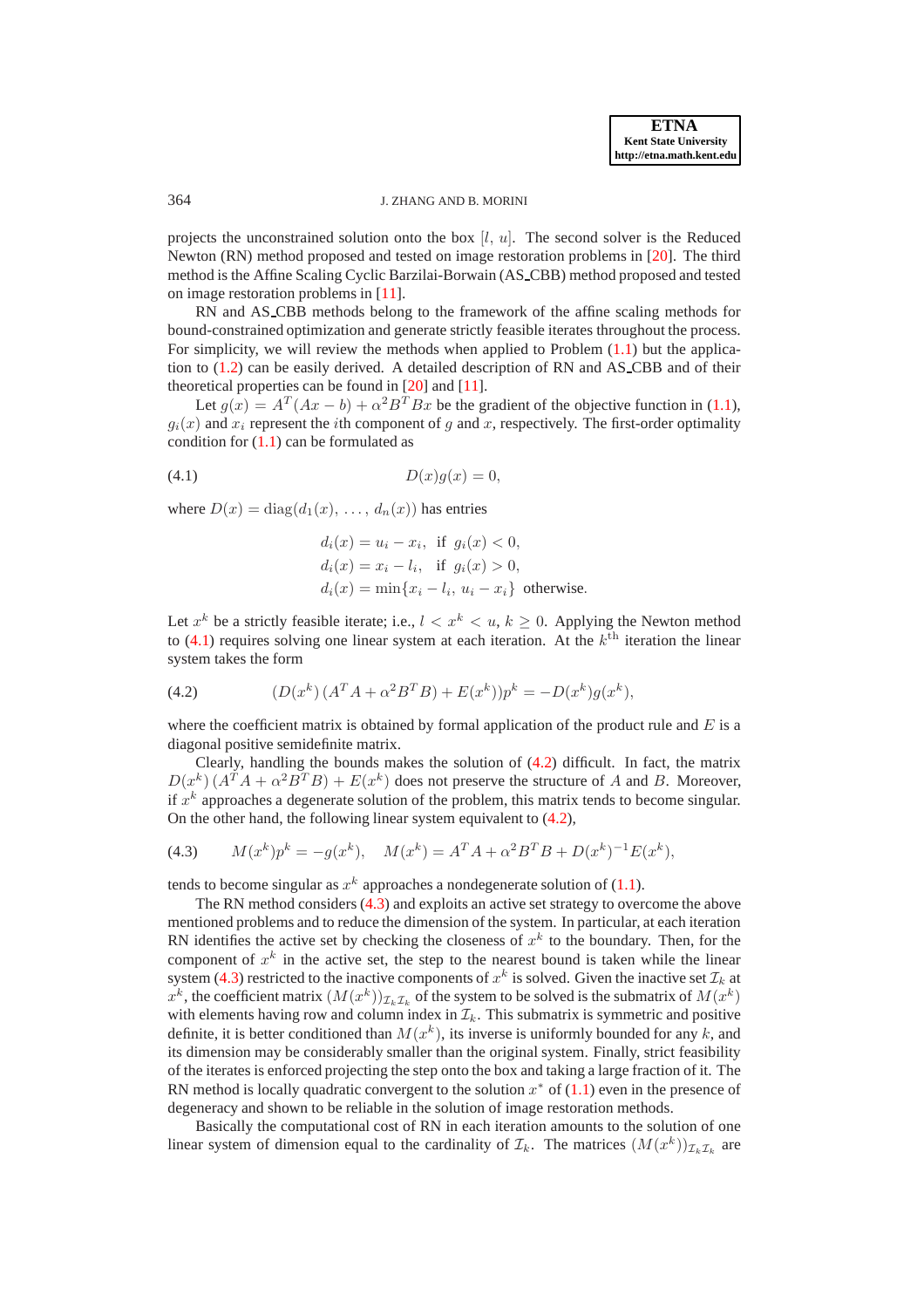projects the unconstrained solution onto the box $[l,\, u]$. The second solver is the Reduced Newton (RN) method proposed and tested on image restoration problems in [20]. The third method is the Affine Scaling Cyclic Barzilai-Borwain (AS_CBB) method proposed and tested on image restoration problems in [11].

RN and AS_CBB methods belong to the framework of the affine scaling methods for bound-constrained optimization and generate strictly feasible iterates throughout the process. For simplicity, we will review the methods when applied to Problem (1.1) but the application to (1.2) can be easily derived. A detailed description of RN and AS_CBB and of their theoretical properties can be found in [20] and [11].

Let $g(x) = A^T(Ax - b) + \alpha^2 B^T Bx$ be the gradient of the objective function in (1.1), $g_i(x)$ and $x_i$ represent the $i$th component of $g$ and $x$, respectively. The first-order optimality condition for (1.1) can be formulated as

$$D(x)g(x) = 0, \tag{4.1}$$

where $D(x) = \mathrm{diag}(d_1(x),\, \dots,\, d_n(x))$ has entries

$$
\begin{aligned}
d_i(x) &= u_i - x_i, \;\; \text{if } g_i(x) < 0, \\
d_i(x) &= x_i - l_i, \;\;\; \text{if } g_i(x) > 0, \\
d_i(x) &= \min\{x_i - l_i,\, u_i - x_i\} \;\; \text{otherwise}.
\end{aligned}
$$

Let $x^k$ be a strictly feasible iterate; i.e., $l < x^k < u$, $k \geq 0$. Applying the Newton method to (4.1) requires solving one linear system at each iteration. At the $k^{\text{th}}$ iteration the linear system takes the form

$$(D(x^k)\,(A^T A + \alpha^2 B^T B) + E(x^k))p^k = -D(x^k)g(x^k), \tag{4.2}$$

where the coefficient matrix is obtained by formal application of the product rule and $E$ is a diagonal positive semidefinite matrix.

Clearly, handling the bounds makes the solution of (4.2) difficult. In fact, the matrix $D(x^k)\,(A^T A + \alpha^2 B^T B) + E(x^k)$ does not preserve the structure of $A$ and $B$. Moreover, if $x^k$ approaches a degenerate solution of the problem, this matrix tends to become singular. On the other hand, the following linear system equivalent to (4.2),

$$M(x^k)p^k = -g(x^k), \quad M(x^k) = A^T A + \alpha^2 B^T B + D(x^k)^{-1}E(x^k), \tag{4.3}$$

tends to become singular as $x^k$ approaches a nondegenerate solution of (1.1).

The RN method considers (4.3) and exploits an active set strategy to overcome the above mentioned problems and to reduce the dimension of the system. In particular, at each iteration RN identifies the active set by checking the closeness of $x^k$ to the boundary. Then, for the component of $x^k$ in the active set, the step to the nearest bound is taken while the linear system (4.3) restricted to the inactive components of $x^k$ is solved. Given the inactive set $\mathcal{I}_k$ at $x^k$, the coefficient matrix $(M(x^k))_{\mathcal{I}_k\mathcal{I}_k}$ of the system to be solved is the submatrix of $M(x^k)$ with elements having row and column index in $\mathcal{I}_k$. This submatrix is symmetric and positive definite, it is better conditioned than $M(x^k)$, its inverse is uniformly bounded for any $k$, and its dimension may be considerably smaller than the original system. Finally, strict feasibility of the iterates is enforced projecting the step onto the box and taking a large fraction of it. The RN method is locally quadratic convergent to the solution $x^*$ of (1.1) even in the presence of degeneracy and shown to be reliable in the solution of image restoration methods.

Basically the computational cost of RN in each iteration amounts to the solution of one linear system of dimension equal to the cardinality of $\mathcal{I}_k$. The matrices $(M(x^k))_{\mathcal{I}_k\mathcal{I}_k}$ are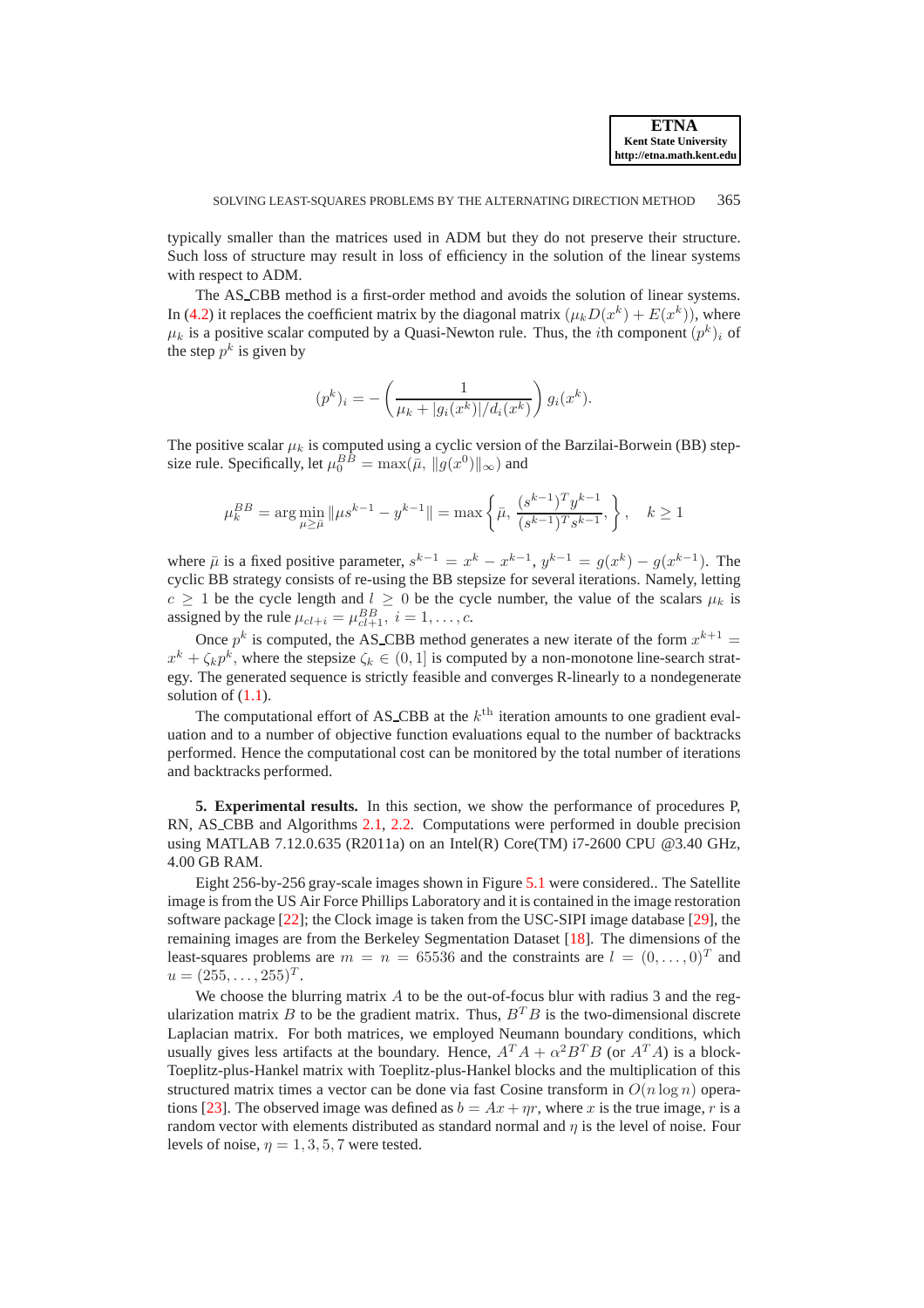typically smaller than the matrices used in ADM but they do not preserve their structure. Such loss of structure may result in loss of efficiency in the solution of the linear systems with respect to ADM.

The AS_CBB method is a first-order method and avoids the solution of linear systems. In (4.2) it replaces the coefficient matrix by the diagonal matrix $(\mu_k D(x^k) + E(x^k))$, where $\mu_k$ is a positive scalar computed by a Quasi-Newton rule. Thus, the $i$th component $(p^k)_i$ of the step $p^k$ is given by

$$(p^k)_i = -\left(\frac{1}{\mu_k + |g_i(x^k)|/d_i(x^k)}\right) g_i(x^k).$$

The positive scalar $\mu_k$ is computed using a cyclic version of the Barzilai-Borwein (BB) stepsize rule. Specifically, let $\mu_0^{BB} = \max(\bar{\mu},\, \|g(x^0)\|_\infty)$ and

$$\mu_k^{BB} = \arg\min_{\mu \geq \bar{\mu}} \|\mu s^{k-1} - y^{k-1}\| = \max\left\{\bar{\mu},\, \frac{(s^{k-1})^T y^{k-1}}{(s^{k-1})^T s^{k-1}},\right\}, \quad k \geq 1$$

where $\bar{\mu}$ is a fixed positive parameter, $s^{k-1} = x^k - x^{k-1}$, $y^{k-1} = g(x^k) - g(x^{k-1})$. The cyclic BB strategy consists of re-using the BB stepsize for several iterations. Namely, letting $c \geq 1$ be the cycle length and $l \geq 0$ be the cycle number, the value of the scalars $\mu_k$ is assigned by the rule $\mu_{cl+i} = \mu_{cl+1}^{BB}$, $i = 1, \ldots, c$.

Once $p^k$ is computed, the AS_CBB method generates a new iterate of the form $x^{k+1} = x^k + \zeta_k p^k$, where the stepsize $\zeta_k \in (0, 1]$ is computed by a non-monotone line-search strategy. The generated sequence is strictly feasible and converges R-linearly to a nondegenerate solution of (1.1).

The computational effort of AS_CBB at the $k^{\text{th}}$ iteration amounts to one gradient evaluation and to a number of objective function evaluations equal to the number of backtracks performed. Hence the computational cost can be monitored by the total number of iterations and backtracks performed.

**5. Experimental results.** In this section, we show the performance of procedures P, RN, AS_CBB and Algorithms 2.1, 2.2. Computations were performed in double precision using MATLAB 7.12.0.635 (R2011a) on an Intel(R) Core(TM) i7-2600 CPU @3.40 GHz, 4.00 GB RAM.

Eight 256-by-256 gray-scale images shown in Figure 5.1 were considered.. The Satellite image is from the US Air Force Phillips Laboratory and it is contained in the image restoration software package [22]; the Clock image is taken from the USC-SIPI image database [29], the remaining images are from the Berkeley Segmentation Dataset [18]. The dimensions of the least-squares problems are $m = n = 65536$ and the constraints are $l = (0, \ldots, 0)^T$ and $u = (255, \ldots, 255)^T$.

We choose the blurring matrix $A$ to be the out-of-focus blur with radius 3 and the regularization matrix $B$ to be the gradient matrix. Thus, $B^T B$ is the two-dimensional discrete Laplacian matrix. For both matrices, we employed Neumann boundary conditions, which usually gives less artifacts at the boundary. Hence, $A^T A + \alpha^2 B^T B$ (or $A^T A$) is a block-Toeplitz-plus-Hankel matrix with Toeplitz-plus-Hankel blocks and the multiplication of this structured matrix times a vector can be done via fast Cosine transform in $O(n \log n)$ operations [23]. The observed image was defined as $b = Ax + \eta r$, where $x$ is the true image, $r$ is a random vector with elements distributed as standard normal and $\eta$ is the level of noise. Four levels of noise, $\eta = 1, 3, 5, 7$ were tested.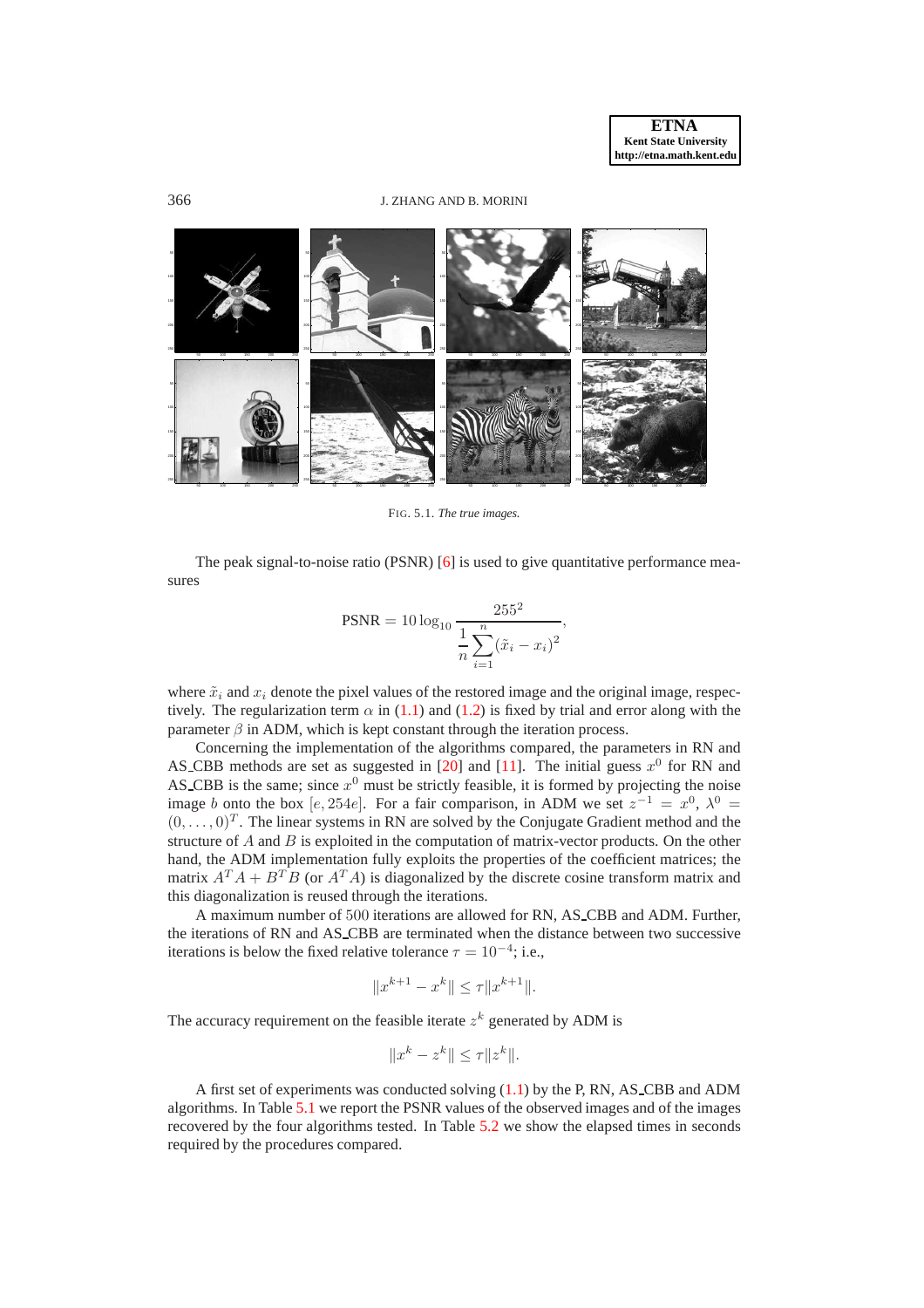FIG. 5.1. *The true images.*

The peak signal-to-noise ratio (PSNR) [6] is used to give quantitative performance measures

$$\text{PSNR} = 10 \log_{10} \frac{255^2}{\frac{1}{n} \sum_{i=1}^{n} (\tilde{x}_i - x_i)^2},$$

where $\tilde{x}_i$ and $x_i$ denote the pixel values of the restored image and the original image, respectively. The regularization term $\alpha$ in (1.1) and (1.2) is fixed by trial and error along with the parameter $\beta$ in ADM, which is kept constant through the iteration process.

Concerning the implementation of the algorithms compared, the parameters in RN and AS_CBB methods are set as suggested in [20] and [11]. The initial guess $x^0$ for RN and AS_CBB is the same; since $x^0$ must be strictly feasible, it is formed by projecting the noise image $b$ onto the box $[e, 254e]$. For a fair comparison, in ADM we set $z^{-1} = x^0$, $\lambda^0 = (0, \ldots, 0)^T$. The linear systems in RN are solved by the Conjugate Gradient method and the structure of $A$ and $B$ is exploited in the computation of matrix-vector products. On the other hand, the ADM implementation fully exploits the properties of the coefficient matrices; the matrix $A^T A + B^T B$ (or $A^T A$) is diagonalized by the discrete cosine transform matrix and this diagonalization is reused through the iterations.

A maximum number of $500$ iterations are allowed for RN, AS_CBB and ADM. Further, the iterations of RN and AS_CBB are terminated when the distance between two successive iterations is below the fixed relative tolerance $\tau = 10^{-4}$; i.e.,

$$\|x^{k+1} - x^k\| \leq \tau \|x^{k+1}\|.$$

The accuracy requirement on the feasible iterate $z^k$ generated by ADM is

$$\|x^k - z^k\| \leq \tau \|z^k\|.$$

A first set of experiments was conducted solving (1.1) by the P, RN, AS_CBB and ADM algorithms. In Table 5.1 we report the PSNR values of the observed images and of the images recovered by the four algorithms tested. In Table 5.2 we show the elapsed times in seconds required by the procedures compared.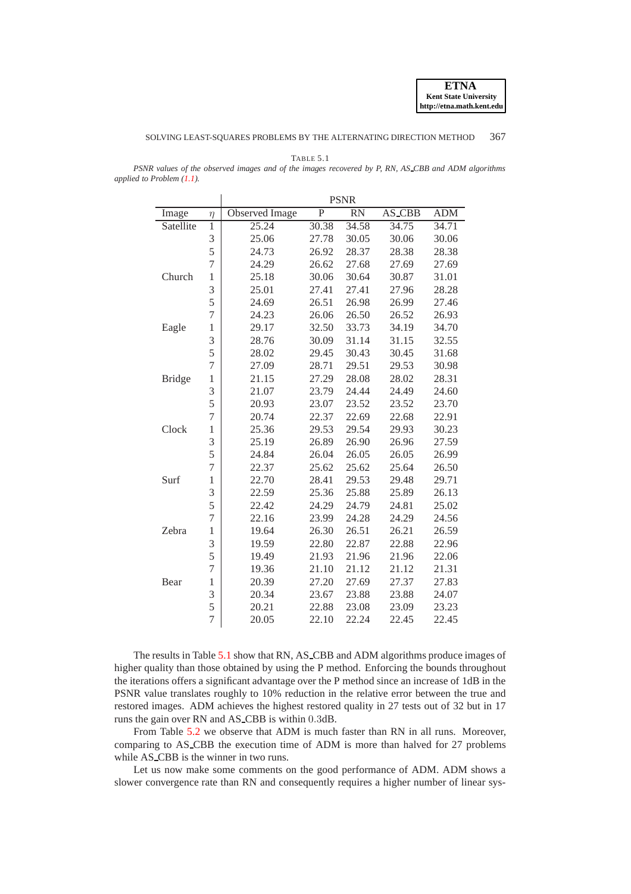TABLE 5.1

*PSNR values of the observed images and of the images recovered by P, RN, AS_CBB and ADM algorithms applied to Problem (1.1).*

| | | PSNR | | | | |
|---|---|---|---|---|---|---|
| Image | $\eta$ | Observed Image | P | RN | AS_CBB | ADM |
| Satellite | 1 | 25.24 | 30.38 | 34.58 | 34.75 | 34.71 |
| | 3 | 25.06 | 27.78 | 30.05 | 30.06 | 30.06 |
| | 5 | 24.73 | 26.92 | 28.37 | 28.38 | 28.38 |
| | 7 | 24.29 | 26.62 | 27.68 | 27.69 | 27.69 |
| Church | 1 | 25.18 | 30.06 | 30.64 | 30.87 | 31.01 |
| | 3 | 25.01 | 27.41 | 27.41 | 27.96 | 28.28 |
| | 5 | 24.69 | 26.51 | 26.98 | 26.99 | 27.46 |
| | 7 | 24.23 | 26.06 | 26.50 | 26.52 | 26.93 |
| Eagle | 1 | 29.17 | 32.50 | 33.73 | 34.19 | 34.70 |
| | 3 | 28.76 | 30.09 | 31.14 | 31.15 | 32.55 |
| | 5 | 28.02 | 29.45 | 30.43 | 30.45 | 31.68 |
| | 7 | 27.09 | 28.71 | 29.51 | 29.53 | 30.98 |
| Bridge | 1 | 21.15 | 27.29 | 28.08 | 28.02 | 28.31 |
| | 3 | 21.07 | 23.79 | 24.44 | 24.49 | 24.60 |
| | 5 | 20.93 | 23.07 | 23.52 | 23.52 | 23.70 |
| | 7 | 20.74 | 22.37 | 22.69 | 22.68 | 22.91 |
| Clock | 1 | 25.36 | 29.53 | 29.54 | 29.93 | 30.23 |
| | 3 | 25.19 | 26.89 | 26.90 | 26.96 | 27.59 |
| | 5 | 24.84 | 26.04 | 26.05 | 26.05 | 26.99 |
| | 7 | 22.37 | 25.62 | 25.62 | 25.64 | 26.50 |
| Surf | 1 | 22.70 | 28.41 | 29.53 | 29.48 | 29.71 |
| | 3 | 22.59 | 25.36 | 25.88 | 25.89 | 26.13 |
| | 5 | 22.42 | 24.29 | 24.79 | 24.81 | 25.02 |
| | 7 | 22.16 | 23.99 | 24.28 | 24.29 | 24.56 |
| Zebra | 1 | 19.64 | 26.30 | 26.51 | 26.21 | 26.59 |
| | 3 | 19.59 | 22.80 | 22.87 | 22.88 | 22.96 |
| | 5 | 19.49 | 21.93 | 21.96 | 21.96 | 22.06 |
| | 7 | 19.36 | 21.10 | 21.12 | 21.12 | 21.31 |
| Bear | 1 | 20.39 | 27.20 | 27.69 | 27.37 | 27.83 |
| | 3 | 20.34 | 23.67 | 23.88 | 23.88 | 24.07 |
| | 5 | 20.21 | 22.88 | 23.08 | 23.09 | 23.23 |
| | 7 | 20.05 | 22.10 | 22.24 | 22.45 | 22.45 |

The results in Table 5.1 show that RN, AS_CBB and ADM algorithms produce images of higher quality than those obtained by using the P method. Enforcing the bounds throughout the iterations offers a significant advantage over the P method since an increase of 1dB in the PSNR value translates roughly to 10% reduction in the relative error between the true and restored images. ADM achieves the highest restored quality in 27 tests out of 32 but in 17 runs the gain over RN and AS_CBB is within 0.3dB.

From Table 5.2 we observe that ADM is much faster than RN in all runs. Moreover, comparing to AS_CBB the execution time of ADM is more than halved for 27 problems while AS_CBB is the winner in two runs.

Let us now make some comments on the good performance of ADM. ADM shows a slower convergence rate than RN and consequently requires a higher number of linear sys-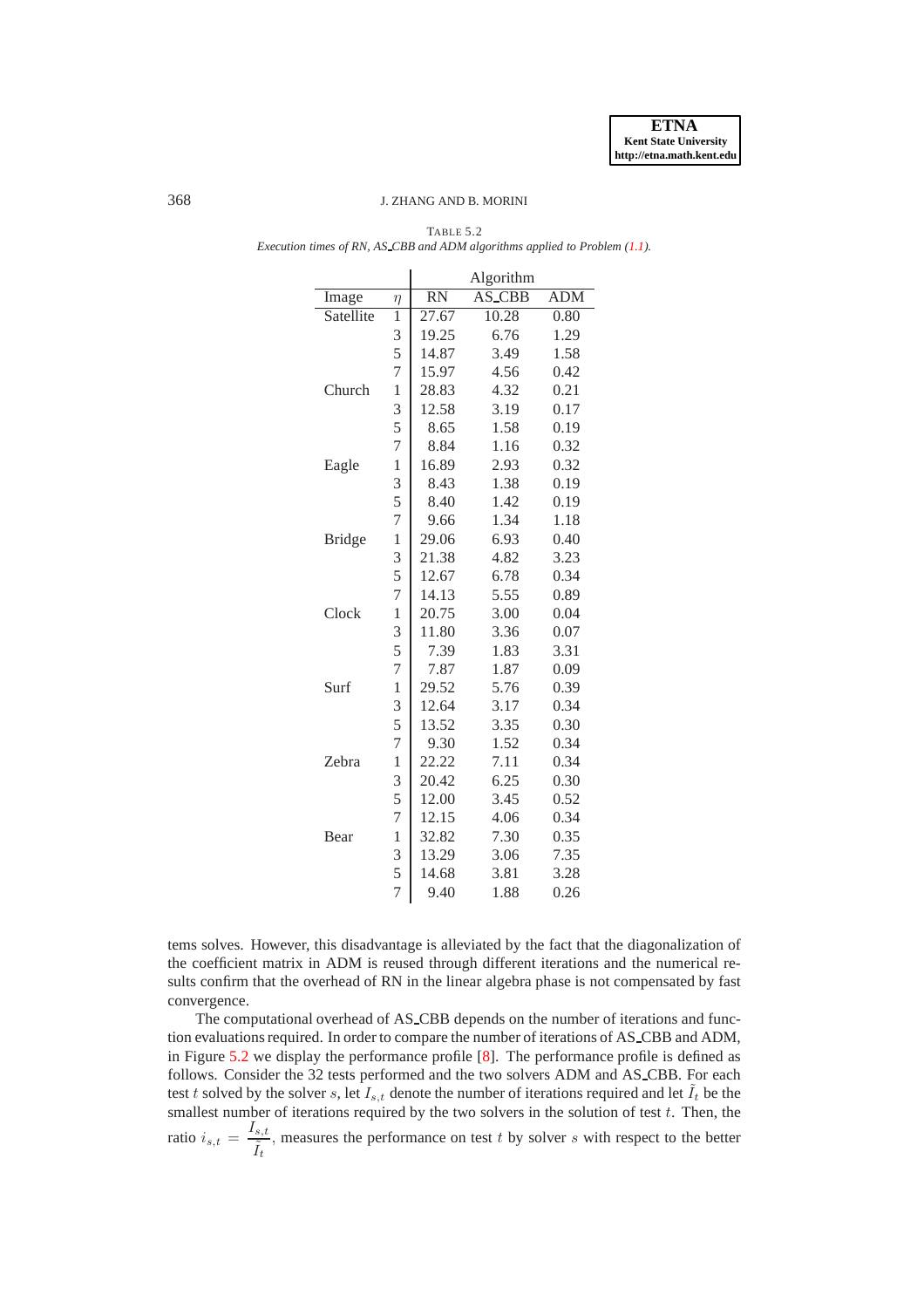TABLE 5.2
*Execution times of RN, AS_CBB and ADM algorithms applied to Problem (1.1).*

| | | Algorithm | | |
|---|---|---|---|---|
| Image | $\eta$ | RN | AS_CBB | ADM |
| Satellite | 1 | 27.67 | 10.28 | 0.80 |
| | 3 | 19.25 | 6.76 | 1.29 |
| | 5 | 14.87 | 3.49 | 1.58 |
| | 7 | 15.97 | 4.56 | 0.42 |
| Church | 1 | 28.83 | 4.32 | 0.21 |
| | 3 | 12.58 | 3.19 | 0.17 |
| | 5 | 8.65 | 1.58 | 0.19 |
| | 7 | 8.84 | 1.16 | 0.32 |
| Eagle | 1 | 16.89 | 2.93 | 0.32 |
| | 3 | 8.43 | 1.38 | 0.19 |
| | 5 | 8.40 | 1.42 | 0.19 |
| | 7 | 9.66 | 1.34 | 1.18 |
| Bridge | 1 | 29.06 | 6.93 | 0.40 |
| | 3 | 21.38 | 4.82 | 3.23 |
| | 5 | 12.67 | 6.78 | 0.34 |
| | 7 | 14.13 | 5.55 | 0.89 |
| Clock | 1 | 20.75 | 3.00 | 0.04 |
| | 3 | 11.80 | 3.36 | 0.07 |
| | 5 | 7.39 | 1.83 | 3.31 |
| | 7 | 7.87 | 1.87 | 0.09 |
| Surf | 1 | 29.52 | 5.76 | 0.39 |
| | 3 | 12.64 | 3.17 | 0.34 |
| | 5 | 13.52 | 3.35 | 0.30 |
| | 7 | 9.30 | 1.52 | 0.34 |
| Zebra | 1 | 22.22 | 7.11 | 0.34 |
| | 3 | 20.42 | 6.25 | 0.30 |
| | 5 | 12.00 | 3.45 | 0.52 |
| | 7 | 12.15 | 4.06 | 0.34 |
| Bear | 1 | 32.82 | 7.30 | 0.35 |
| | 3 | 13.29 | 3.06 | 7.35 |
| | 5 | 14.68 | 3.81 | 3.28 |
| | 7 | 9.40 | 1.88 | 0.26 |

tems solves. However, this disadvantage is alleviated by the fact that the diagonalization of the coefficient matrix in ADM is reused through different iterations and the numerical results confirm that the overhead of RN in the linear algebra phase is not compensated by fast convergence.

The computational overhead of AS_CBB depends on the number of iterations and function evaluations required. In order to compare the number of iterations of AS_CBB and ADM, in Figure 5.2 we display the performance profile [8]. The performance profile is defined as follows. Consider the 32 tests performed and the two solvers ADM and AS_CBB. For each test $t$ solved by the solver $s$, let $I_{s,t}$ denote the number of iterations required and let $\tilde{I}_t$ be the smallest number of iterations required by the two solvers in the solution of test $t$. Then, the ratio $i_{s,t} = \dfrac{I_{s,t}}{\tilde{I}_t}$, measures the performance on test $t$ by solver $s$ with respect to the better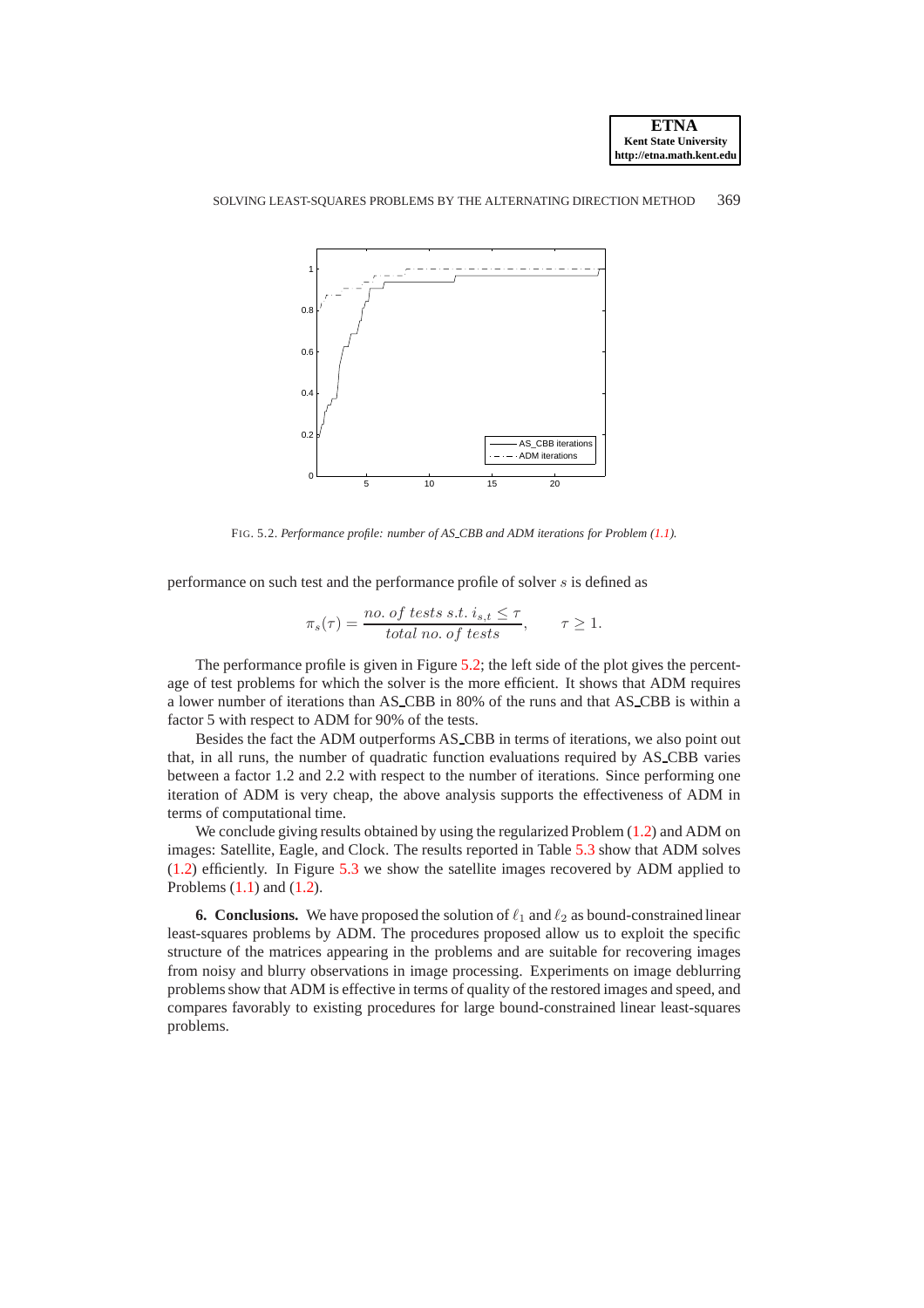1

0.8

0.6

0.4

0.2

0

5

10

15

20

AS_CBB iterations

ADM iterations

FIG. 5.2. *Performance profile: number of AS_CBB and ADM iterations for Problem (1.1).*

performance on such test and the performance profile of solver $s$ is defined as

$$\pi_s(\tau) = \frac{no.\ of\ tests\ s.t.\ i_{s,t} \leq \tau}{total\ no.\ of\ tests}, \qquad \tau \geq 1.$$

The performance profile is given in Figure 5.2; the left side of the plot gives the percentage of test problems for which the solver is the more efficient. It shows that ADM requires a lower number of iterations than AS_CBB in 80% of the runs and that AS_CBB is within a factor 5 with respect to ADM for 90% of the tests.

Besides the fact the ADM outperforms AS_CBB in terms of iterations, we also point out that, in all runs, the number of quadratic function evaluations required by AS_CBB varies between a factor 1.2 and 2.2 with respect to the number of iterations. Since performing one iteration of ADM is very cheap, the above analysis supports the effectiveness of ADM in terms of computational time.

We conclude giving results obtained by using the regularized Problem (1.2) and ADM on images: Satellite, Eagle, and Clock. The results reported in Table 5.3 show that ADM solves (1.2) efficiently. In Figure 5.3 we show the satellite images recovered by ADM applied to Problems (1.1) and (1.2).

**6. Conclusions.** We have proposed the solution of $\ell_1$ and $\ell_2$ as bound-constrained linear least-squares problems by ADM. The procedures proposed allow us to exploit the specific structure of the matrices appearing in the problems and are suitable for recovering images from noisy and blurry observations in image processing. Experiments on image deblurring problems show that ADM is effective in terms of quality of the restored images and speed, and compares favorably to existing procedures for large bound-constrained linear least-squares problems.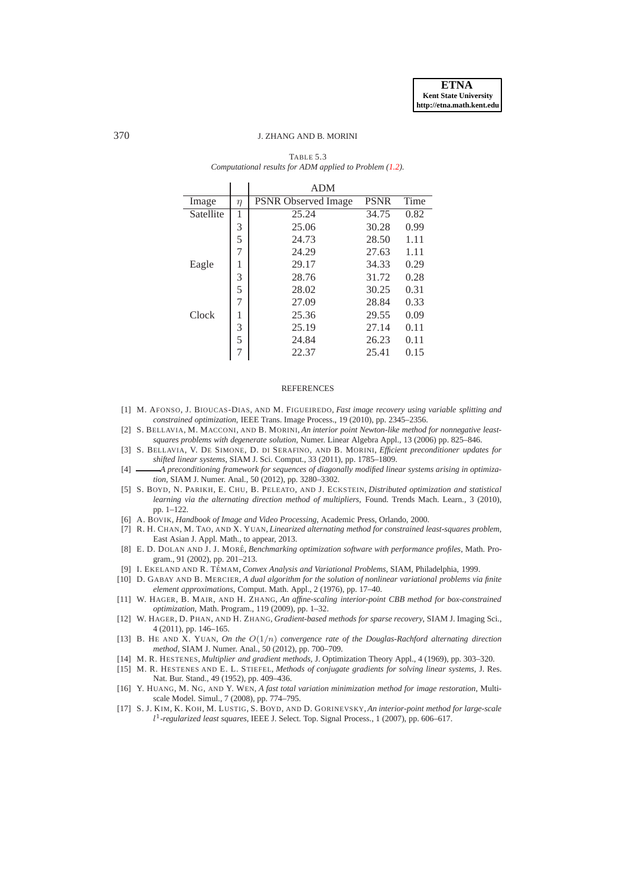TABLE 5.3
*Computational results for ADM applied to Problem (1.2).*

| | | ADM | | |
|---|---|---|---|---|
| Image | $\eta$ | PSNR Observed Image | PSNR | Time |
| Satellite | 1 | 25.24 | 34.75 | 0.82 |
| | 3 | 25.06 | 30.28 | 0.99 |
| | 5 | 24.73 | 28.50 | 1.11 |
| | 7 | 24.29 | 27.63 | 1.11 |
| Eagle | 1 | 29.17 | 34.33 | 0.29 |
| | 3 | 28.76 | 31.72 | 0.28 |
| | 5 | 28.02 | 30.25 | 0.31 |
| | 7 | 27.09 | 28.84 | 0.33 |
| Clock | 1 | 25.36 | 29.55 | 0.09 |
| | 3 | 25.19 | 27.14 | 0.11 |
| | 5 | 24.84 | 26.23 | 0.11 |
| | 7 | 22.37 | 25.41 | 0.15 |

## REFERENCES

[1] M. AFONSO, J. BIOUCAS-DIAS, AND M. FIGUEIREDO, *Fast image recovery using variable splitting and constrained optimization*, IEEE Trans. Image Process., 19 (2010), pp. 2345–2356.

[2] S. BELLAVIA, M. MACCONI, AND B. MORINI, *An interior point Newton-like method for nonnegative least-squares problems with degenerate solution*, Numer. Linear Algebra Appl., 13 (2006) pp. 825–846.

[3] S. BELLAVIA, V. DE SIMONE, D. DI SERAFINO, AND B. MORINI, *Efficient preconditioner updates for shifted linear systems*, SIAM J. Sci. Comput., 33 (2011), pp. 1785–1809.

[4] ———, *A preconditioning framework for sequences of diagonally modified linear systems arising in optimization*, SIAM J. Numer. Anal., 50 (2012), pp. 3280–3302.

[5] S. BOYD, N. PARIKH, E. CHU, B. PELEATO, AND J. ECKSTEIN, *Distributed optimization and statistical learning via the alternating direction method of multipliers*, Found. Trends Mach. Learn., 3 (2010), pp. 1–122.

[6] A. BOVIK, *Handbook of Image and Video Processing*, Academic Press, Orlando, 2000.

[7] R. H. CHAN, M. TAO, AND X. YUAN, *Linearized alternating method for constrained least-squares problem*, East Asian J. Appl. Math., to appear, 2013.

[8] E. D. DOLAN AND J. J. MORÉ, *Benchmarking optimization software with performance profiles*, Math. Program., 91 (2002), pp. 201–213.

[9] I. EKELAND AND R. TÉMAM, *Convex Analysis and Variational Problems*, SIAM, Philadelphia, 1999.

[10] D. GABAY AND B. MERCIER, *A dual algorithm for the solution of nonlinear variational problems via finite element approximations*, Comput. Math. Appl., 2 (1976), pp. 17–40.

[11] W. HAGER, B. MAIR, AND H. ZHANG, *An affine-scaling interior-point CBB method for box-constrained optimization*, Math. Program., 119 (2009), pp. 1–32.

[12] W. HAGER, D. PHAN, AND H. ZHANG, *Gradient-based methods for sparse recovery*, SIAM J. Imaging Sci., 4 (2011), pp. 146–165.

[13] B. HE AND X. YUAN, *On the $O(1/n)$ convergence rate of the Douglas-Rachford alternating direction method*, SIAM J. Numer. Anal., 50 (2012), pp. 700–709.

[14] M. R. HESTENES, *Multiplier and gradient methods*, J. Optimization Theory Appl., 4 (1969), pp. 303–320.

[15] M. R. HESTENES AND E. L. STIEFEL, *Methods of conjugate gradients for solving linear systems*, J. Res. Nat. Bur. Stand., 49 (1952), pp. 409–436.

[16] Y. HUANG, M. NG, AND Y. WEN, *A fast total variation minimization method for image restoration*, Multiscale Model. Simul., 7 (2008), pp. 774–795.

[17] S. J. KIM, K. KOH, M. LUSTIG, S. BOYD, AND D. GORINEVSKY, *An interior-point method for large-scale $l^1$-regularized least squares*, IEEE J. Select. Top. Signal Process., 1 (2007), pp. 606–617.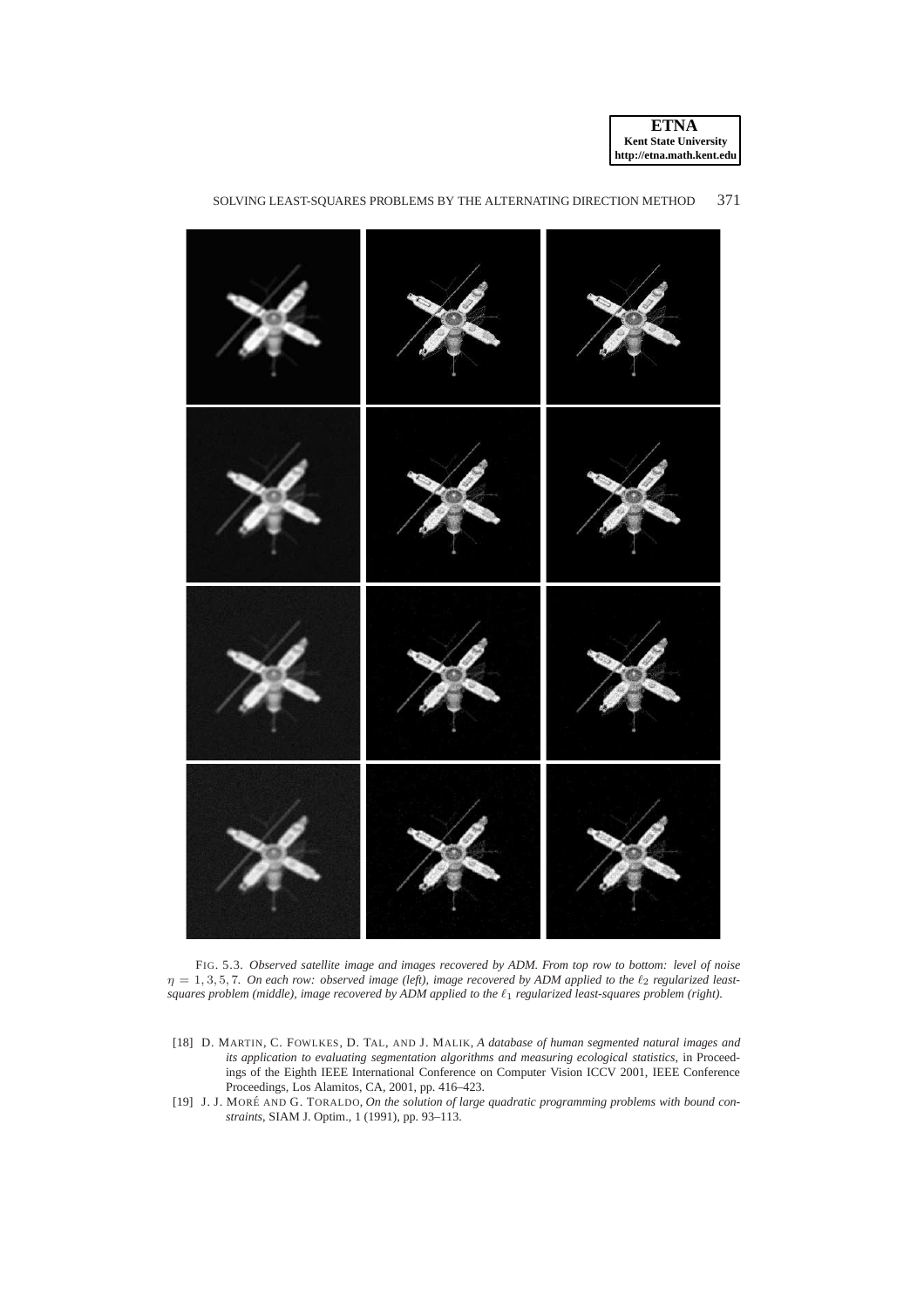FIG. 5.3. *Observed satellite image and images recovered by ADM. From top row to bottom: level of noise $\eta = 1, 3, 5, 7$. On each row: observed image (left), image recovered by ADM applied to the $\ell_2$ regularized least-squares problem (middle), image recovered by ADM applied to the $\ell_1$ regularized least-squares problem (right).*

[18] D. MARTIN, C. FOWLKES, D. TAL, AND J. MALIK, *A database of human segmented natural images and its application to evaluating segmentation algorithms and measuring ecological statistics*, in Proceedings of the Eighth IEEE International Conference on Computer Vision ICCV 2001, IEEE Conference Proceedings, Los Alamitos, CA, 2001, pp. 416–423.

[19] J. J. MORÉ AND G. TORALDO, *On the solution of large quadratic programming problems with bound constraints*, SIAM J. Optim., 1 (1991), pp. 93–113.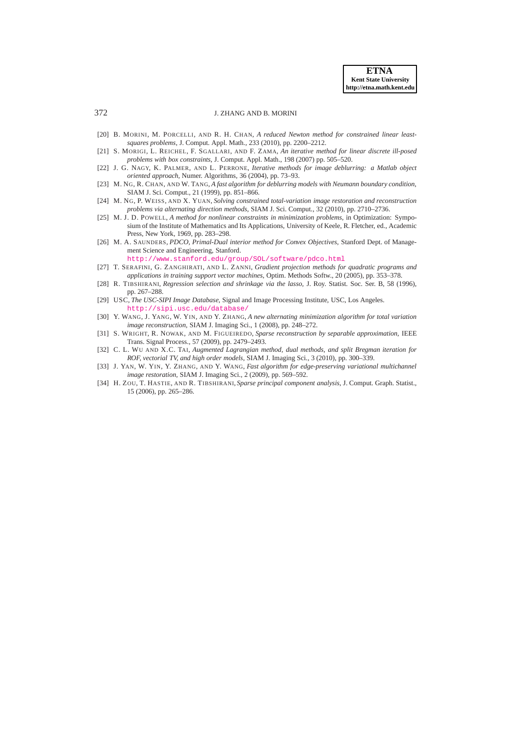[20] B. Morini, M. Porcelli, and R. H. Chan, *A reduced Newton method for constrained linear least-squares problems*, J. Comput. Appl. Math., 233 (2010), pp. 2200–2212.

[21] S. Morigi, L. Reichel, F. Sgallari, and F. Zama, *An iterative method for linear discrete ill-posed problems with box constraints*, J. Comput. Appl. Math., 198 (2007) pp. 505–520.

[22] J. G. Nagy, K. Palmer, and L. Perrone, *Iterative methods for image deblurring: a Matlab object oriented approach*, Numer. Algorithms, 36 (2004), pp. 73–93.

[23] M. Ng, R. Chan, and W. Tang, *A fast algorithm for deblurring models with Neumann boundary condition*, SIAM J. Sci. Comput., 21 (1999), pp. 851–866.

[24] M. Ng, P. Weiss, and X. Yuan, *Solving constrained total-variation image restoration and reconstruction problems via alternating direction methods*, SIAM J. Sci. Comput., 32 (2010), pp. 2710–2736.

[25] M. J. D. Powell, *A method for nonlinear constraints in minimization problems*, in Optimization: Symposium of the Institute of Mathematics and Its Applications, University of Keele, R. Fletcher, ed., Academic Press, New York, 1969, pp. 283–298.

[26] M. A. Saunders, *PDCO, Primal-Dual interior method for Convex Objectives*, Stanford Dept. of Management Science and Engineering, Stanford.
http://www.stanford.edu/group/SOL/software/pdco.html

[27] T. Serafini, G. Zanghirati, and L. Zanni, *Gradient projection methods for quadratic programs and applications in training support vector machines*, Optim. Methods Softw., 20 (2005), pp. 353–378.

[28] R. Tibshirani, *Regression selection and shrinkage via the lasso*, J. Roy. Statist. Soc. Ser. B, 58 (1996), pp. 267–288.

[29] USC, *The USC-SIPI Image Database*, Signal and Image Processing Institute, USC, Los Angeles.
http://sipi.usc.edu/database/

[30] Y. Wang, J. Yang, W. Yin, and Y. Zhang, *A new alternating minimization algorithm for total variation image reconstruction*, SIAM J. Imaging Sci., 1 (2008), pp. 248–272.

[31] S. Wright, R. Nowak, and M. Figueiredo, *Sparse reconstruction by separable approximation*, IEEE Trans. Signal Process., 57 (2009), pp. 2479–2493.

[32] C. L. Wu and X.C. Tai, *Augmented Lagrangian method, dual methods, and split Bregman iteration for ROF, vectorial TV, and high order models*, SIAM J. Imaging Sci., 3 (2010), pp. 300–339.

[33] J. Yan, W. Yin, Y. Zhang, and Y. Wang, *Fast algorithm for edge-preserving variational multichannel image restoration*, SIAM J. Imaging Sci., 2 (2009), pp. 569–592.

[34] H. Zou, T. Hastie, and R. Tibshirani, *Sparse principal component analysis*, J. Comput. Graph. Statist., 15 (2006), pp. 265–286.